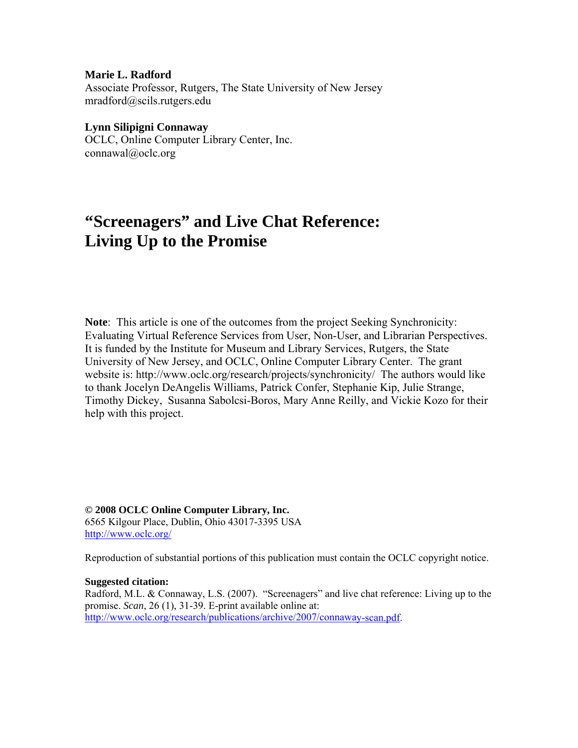**Marie L. Radford**
Associate Professor, Rutgers, The State University of New Jersey
mradford@scils.rutgers.edu

**Lynn Silipigni Connaway**
OCLC, Online Computer Library Center, Inc.
connawal@oclc.org

# "Screenagers" and Live Chat Reference: Living Up to the Promise

**Note**: This article is one of the outcomes from the project Seeking Synchronicity: Evaluating Virtual Reference Services from User, Non-User, and Librarian Perspectives. It is funded by the Institute for Museum and Library Services, Rutgers, the State University of New Jersey, and OCLC, Online Computer Library Center. The grant website is: http://www.oclc.org/research/projects/synchronicity/ The authors would like to thank Jocelyn DeAngelis Williams, Patrick Confer, Stephanie Kip, Julie Strange, Timothy Dickey, Susanna Sabolcsi-Boros, Mary Anne Reilly, and Vickie Kozo for their help with this project.

**© 2008 OCLC Online Computer Library, Inc.**
6565 Kilgour Place, Dublin, Ohio 43017-3395 USA
http://www.oclc.org/

Reproduction of substantial portions of this publication must contain the OCLC copyright notice.

**Suggested citation:**
Radford, M.L. & Connaway, L.S. (2007). "Screenagers" and live chat reference: Living up to the promise. *Scan*, 26 (1), 31-39. E-print available online at: http://www.oclc.org/research/publications/archive/2007/connaway-scan.pdf.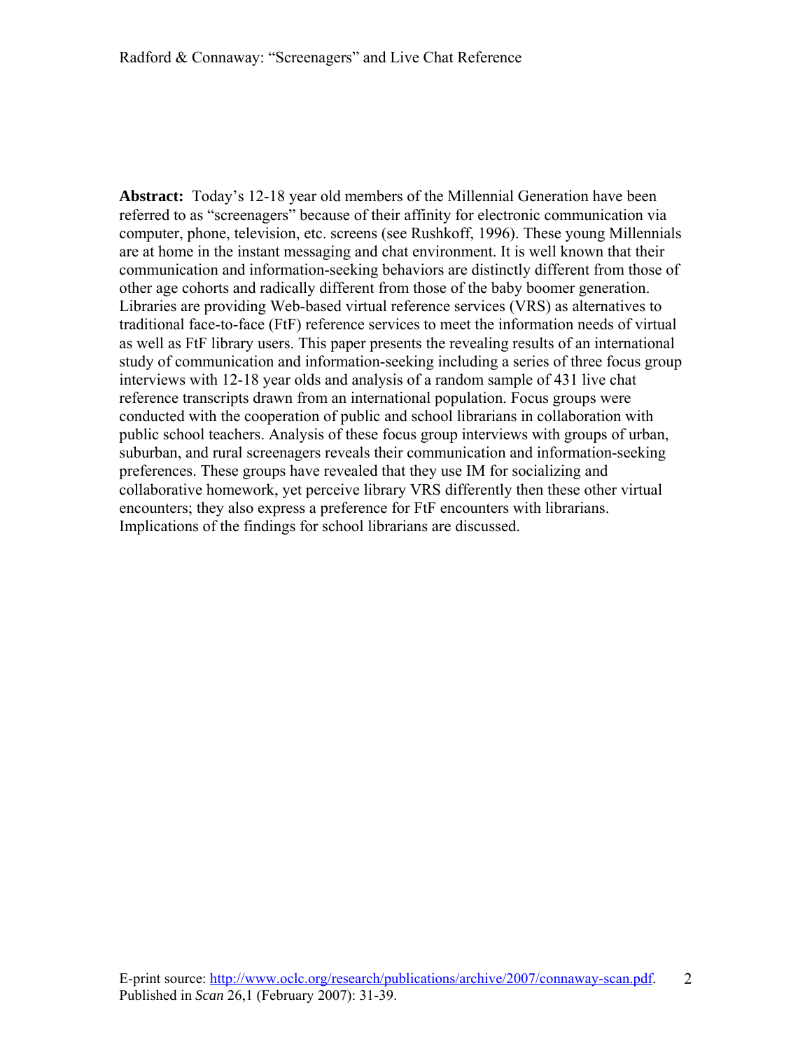**Abstract:** Today's 12-18 year old members of the Millennial Generation have been referred to as "screenagers" because of their affinity for electronic communication via computer, phone, television, etc. screens (see Rushkoff, 1996). These young Millennials are at home in the instant messaging and chat environment. It is well known that their communication and information-seeking behaviors are distinctly different from those of other age cohorts and radically different from those of the baby boomer generation. Libraries are providing Web-based virtual reference services (VRS) as alternatives to traditional face-to-face (FtF) reference services to meet the information needs of virtual as well as FtF library users. This paper presents the revealing results of an international study of communication and information-seeking including a series of three focus group interviews with 12-18 year olds and analysis of a random sample of 431 live chat reference transcripts drawn from an international population. Focus groups were conducted with the cooperation of public and school librarians in collaboration with public school teachers. Analysis of these focus group interviews with groups of urban, suburban, and rural screenagers reveals their communication and information-seeking preferences. These groups have revealed that they use IM for socializing and collaborative homework, yet perceive library VRS differently then these other virtual encounters; they also express a preference for FtF encounters with librarians. Implications of the findings for school librarians are discussed.

E-print source: http://www.oclc.org/research/publications/archive/2007/connaway-scan.pdf.
Published in *Scan* 26,1 (February 2007): 31-39.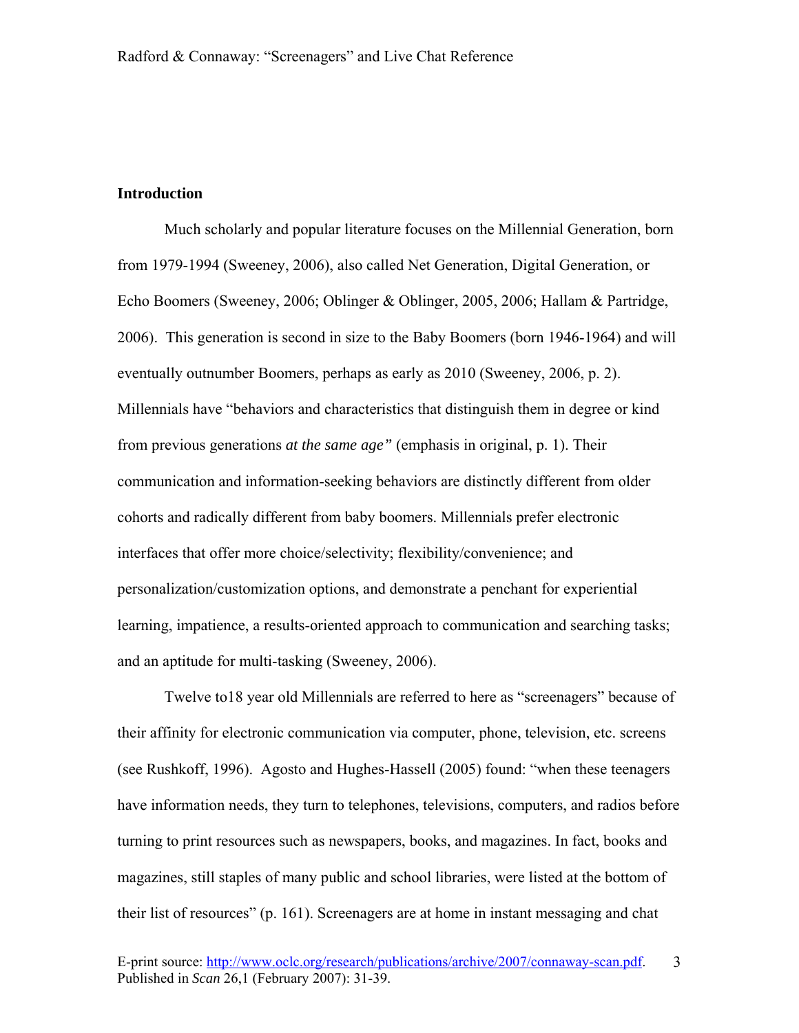## Introduction

Much scholarly and popular literature focuses on the Millennial Generation, born from 1979-1994 (Sweeney, 2006), also called Net Generation, Digital Generation, or Echo Boomers (Sweeney, 2006; Oblinger & Oblinger, 2005, 2006; Hallam & Partridge, 2006). This generation is second in size to the Baby Boomers (born 1946-1964) and will eventually outnumber Boomers, perhaps as early as 2010 (Sweeney, 2006, p. 2). Millennials have "behaviors and characteristics that distinguish them in degree or kind from previous generations *at the same age"* (emphasis in original, p. 1). Their communication and information-seeking behaviors are distinctly different from older cohorts and radically different from baby boomers. Millennials prefer electronic interfaces that offer more choice/selectivity; flexibility/convenience; and personalization/customization options, and demonstrate a penchant for experiential learning, impatience, a results-oriented approach to communication and searching tasks; and an aptitude for multi-tasking (Sweeney, 2006).

Twelve to18 year old Millennials are referred to here as "screenagers" because of their affinity for electronic communication via computer, phone, television, etc. screens (see Rushkoff, 1996). Agosto and Hughes-Hassell (2005) found: "when these teenagers have information needs, they turn to telephones, televisions, computers, and radios before turning to print resources such as newspapers, books, and magazines. In fact, books and magazines, still staples of many public and school libraries, were listed at the bottom of their list of resources" (p. 161). Screenagers are at home in instant messaging and chat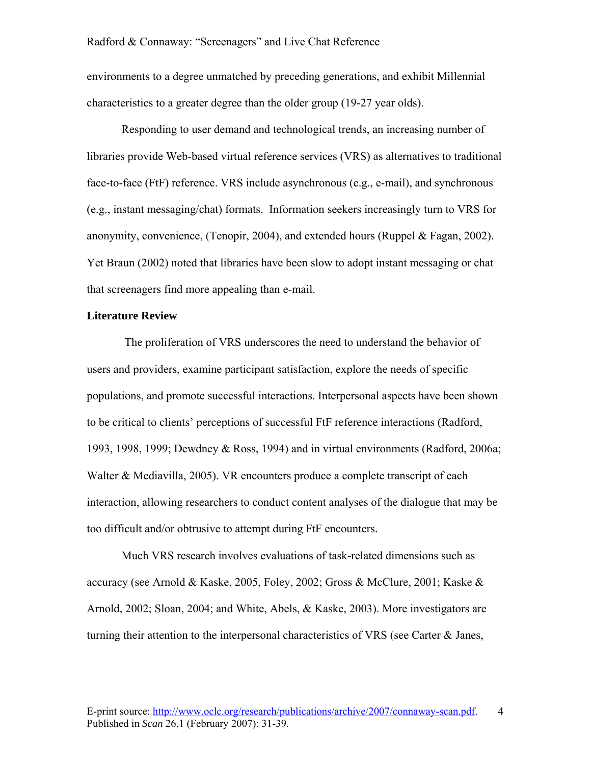environments to a degree unmatched by preceding generations, and exhibit Millennial characteristics to a greater degree than the older group (19-27 year olds).

Responding to user demand and technological trends, an increasing number of libraries provide Web-based virtual reference services (VRS) as alternatives to traditional face-to-face (FtF) reference. VRS include asynchronous (e.g., e-mail), and synchronous (e.g., instant messaging/chat) formats. Information seekers increasingly turn to VRS for anonymity, convenience, (Tenopir, 2004), and extended hours (Ruppel & Fagan, 2002). Yet Braun (2002) noted that libraries have been slow to adopt instant messaging or chat that screenagers find more appealing than e-mail.

## Literature Review

The proliferation of VRS underscores the need to understand the behavior of users and providers, examine participant satisfaction, explore the needs of specific populations, and promote successful interactions. Interpersonal aspects have been shown to be critical to clients' perceptions of successful FtF reference interactions (Radford, 1993, 1998, 1999; Dewdney & Ross, 1994) and in virtual environments (Radford, 2006a; Walter & Mediavilla, 2005). VR encounters produce a complete transcript of each interaction, allowing researchers to conduct content analyses of the dialogue that may be too difficult and/or obtrusive to attempt during FtF encounters.

Much VRS research involves evaluations of task-related dimensions such as accuracy (see Arnold & Kaske, 2005, Foley, 2002; Gross & McClure, 2001; Kaske & Arnold, 2002; Sloan, 2004; and White, Abels, & Kaske, 2003). More investigators are turning their attention to the interpersonal characteristics of VRS (see Carter & Janes,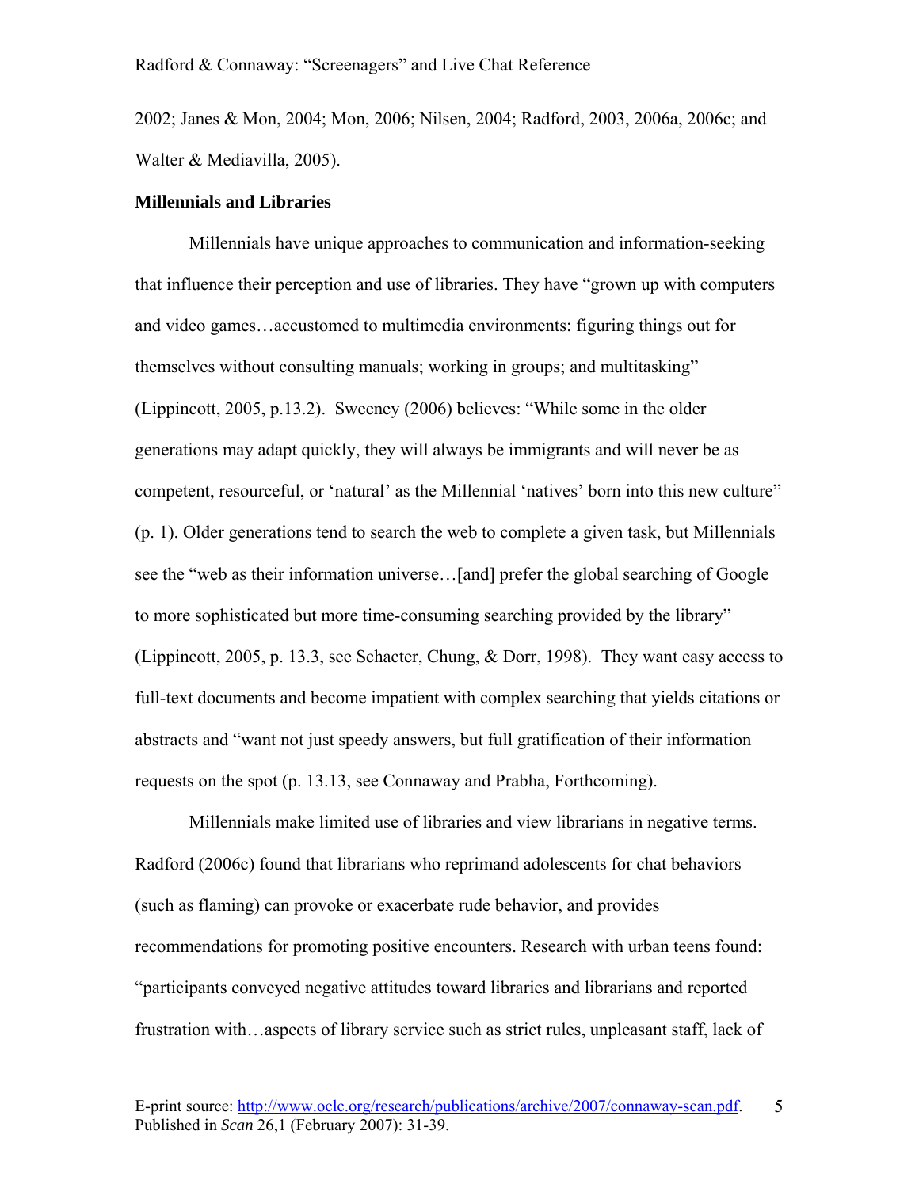2002; Janes & Mon, 2004; Mon, 2006; Nilsen, 2004; Radford, 2003, 2006a, 2006c; and Walter & Mediavilla, 2005).

**Millennials and Libraries**

Millennials have unique approaches to communication and information-seeking that influence their perception and use of libraries. They have "grown up with computers and video games…accustomed to multimedia environments: figuring things out for themselves without consulting manuals; working in groups; and multitasking" (Lippincott, 2005, p.13.2). Sweeney (2006) believes: "While some in the older generations may adapt quickly, they will always be immigrants and will never be as competent, resourceful, or 'natural' as the Millennial 'natives' born into this new culture" (p. 1). Older generations tend to search the web to complete a given task, but Millennials see the "web as their information universe…[and] prefer the global searching of Google to more sophisticated but more time-consuming searching provided by the library" (Lippincott, 2005, p. 13.3, see Schacter, Chung, & Dorr, 1998). They want easy access to full-text documents and become impatient with complex searching that yields citations or abstracts and "want not just speedy answers, but full gratification of their information requests on the spot (p. 13.13, see Connaway and Prabha, Forthcoming).

Millennials make limited use of libraries and view librarians in negative terms. Radford (2006c) found that librarians who reprimand adolescents for chat behaviors (such as flaming) can provoke or exacerbate rude behavior, and provides recommendations for promoting positive encounters. Research with urban teens found: "participants conveyed negative attitudes toward libraries and librarians and reported frustration with…aspects of library service such as strict rules, unpleasant staff, lack of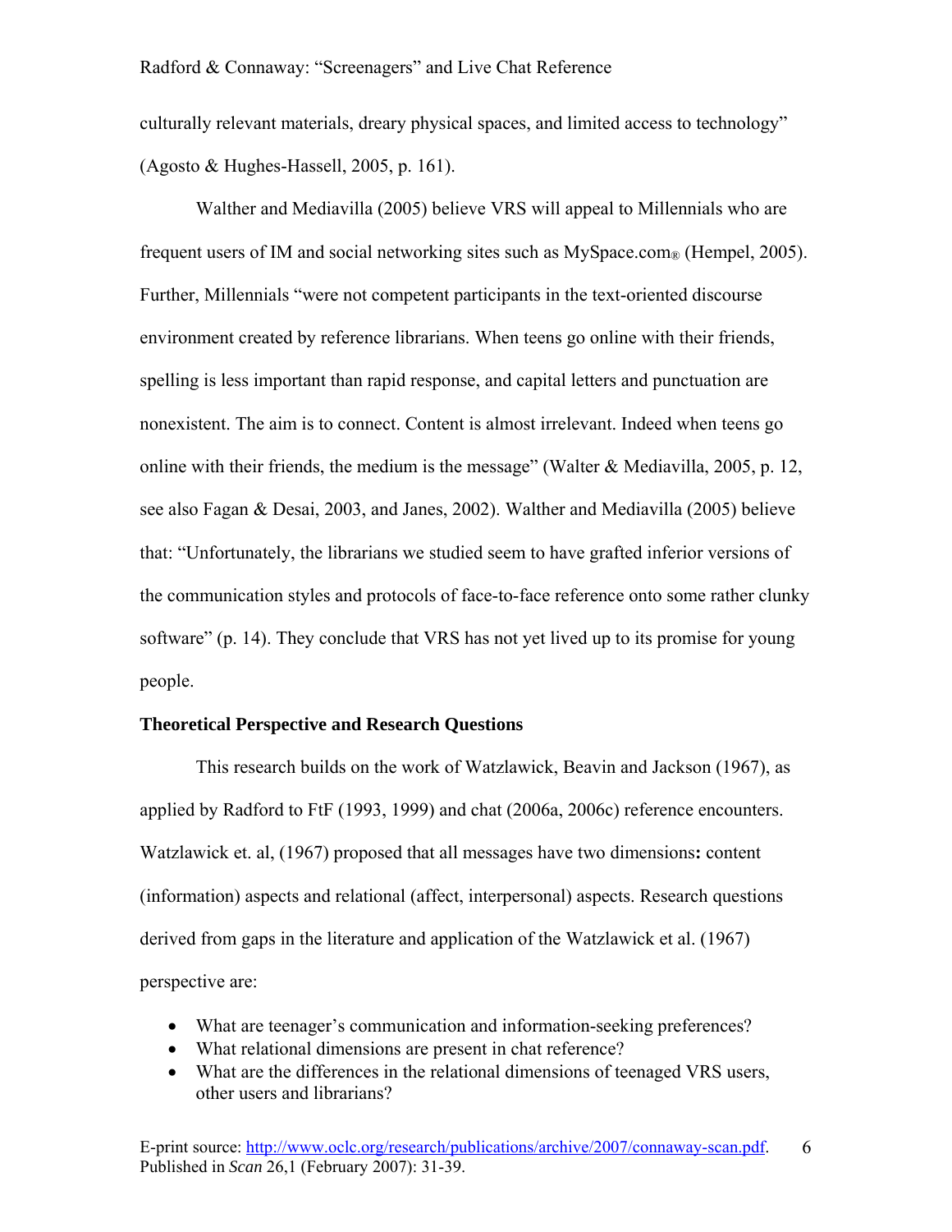culturally relevant materials, dreary physical spaces, and limited access to technology" (Agosto & Hughes-Hassell, 2005, p. 161).

Walther and Mediavilla (2005) believe VRS will appeal to Millennials who are frequent users of IM and social networking sites such as MySpace.com® (Hempel, 2005). Further, Millennials "were not competent participants in the text-oriented discourse environment created by reference librarians. When teens go online with their friends, spelling is less important than rapid response, and capital letters and punctuation are nonexistent. The aim is to connect. Content is almost irrelevant. Indeed when teens go online with their friends, the medium is the message" (Walter & Mediavilla, 2005, p. 12, see also Fagan & Desai, 2003, and Janes, 2002). Walther and Mediavilla (2005) believe that: "Unfortunately, the librarians we studied seem to have grafted inferior versions of the communication styles and protocols of face-to-face reference onto some rather clunky software" (p. 14). They conclude that VRS has not yet lived up to its promise for young people.

**Theoretical Perspective and Research Questions**

This research builds on the work of Watzlawick, Beavin and Jackson (1967), as applied by Radford to FtF (1993, 1999) and chat (2006a, 2006c) reference encounters. Watzlawick et. al, (1967) proposed that all messages have two dimensions**:** content (information) aspects and relational (affect, interpersonal) aspects. Research questions derived from gaps in the literature and application of the Watzlawick et al. (1967) perspective are:

- What are teenager's communication and information-seeking preferences?
- What relational dimensions are present in chat reference?
- What are the differences in the relational dimensions of teenaged VRS users, other users and librarians?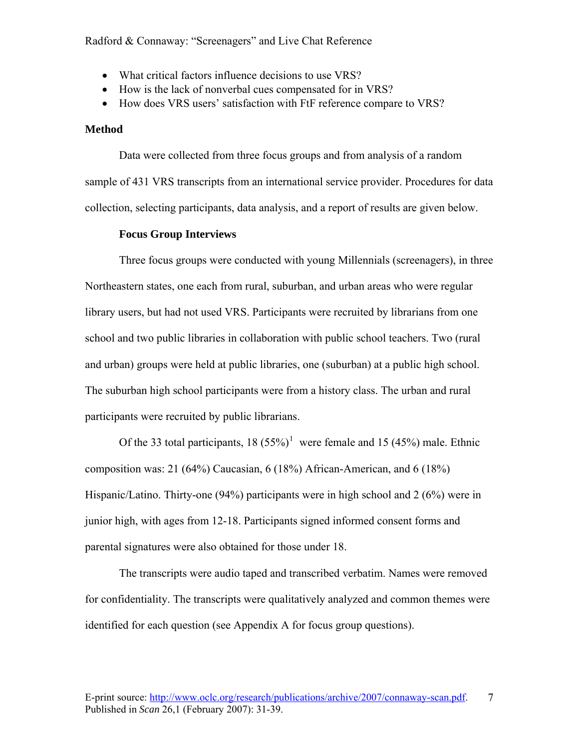- What critical factors influence decisions to use VRS?
- How is the lack of nonverbal cues compensated for in VRS?
- How does VRS users' satisfaction with FtF reference compare to VRS?

## Method

Data were collected from three focus groups and from analysis of a random sample of 431 VRS transcripts from an international service provider. Procedures for data collection, selecting participants, data analysis, and a report of results are given below.

### Focus Group Interviews

Three focus groups were conducted with young Millennials (screenagers), in three Northeastern states, one each from rural, suburban, and urban areas who were regular library users, but had not used VRS. Participants were recruited by librarians from one school and two public libraries in collaboration with public school teachers. Two (rural and urban) groups were held at public libraries, one (suburban) at a public high school. The suburban high school participants were from a history class. The urban and rural participants were recruited by public librarians.

Of the 33 total participants, 18 (55%)[1] were female and 15 (45%) male. Ethnic composition was: 21 (64%) Caucasian, 6 (18%) African-American, and 6 (18%) Hispanic/Latino. Thirty-one (94%) participants were in high school and 2 (6%) were in junior high, with ages from 12-18. Participants signed informed consent forms and parental signatures were also obtained for those under 18.

The transcripts were audio taped and transcribed verbatim. Names were removed for confidentiality. The transcripts were qualitatively analyzed and common themes were identified for each question (see Appendix A for focus group questions).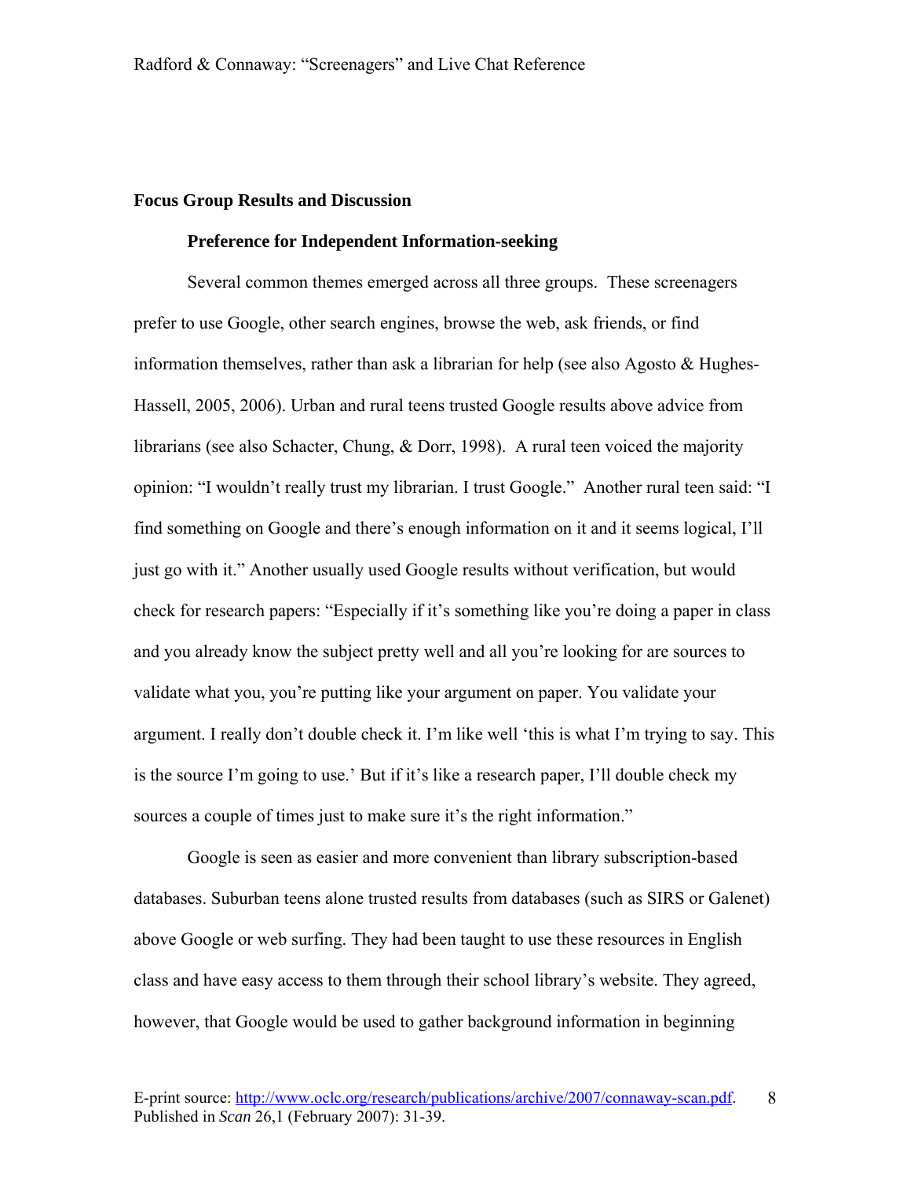## Focus Group Results and Discussion

### Preference for Independent Information-seeking

Several common themes emerged across all three groups. These screenagers prefer to use Google, other search engines, browse the web, ask friends, or find information themselves, rather than ask a librarian for help (see also Agosto & Hughes-Hassell, 2005, 2006). Urban and rural teens trusted Google results above advice from librarians (see also Schacter, Chung, & Dorr, 1998). A rural teen voiced the majority opinion: "I wouldn't really trust my librarian. I trust Google." Another rural teen said: "I find something on Google and there's enough information on it and it seems logical, I'll just go with it." Another usually used Google results without verification, but would check for research papers: "Especially if it's something like you're doing a paper in class and you already know the subject pretty well and all you're looking for are sources to validate what you, you're putting like your argument on paper. You validate your argument. I really don't double check it. I'm like well 'this is what I'm trying to say. This is the source I'm going to use.' But if it's like a research paper, I'll double check my sources a couple of times just to make sure it's the right information."

Google is seen as easier and more convenient than library subscription-based databases. Suburban teens alone trusted results from databases (such as SIRS or Galenet) above Google or web surfing. They had been taught to use these resources in English class and have easy access to them through their school library's website. They agreed, however, that Google would be used to gather background information in beginning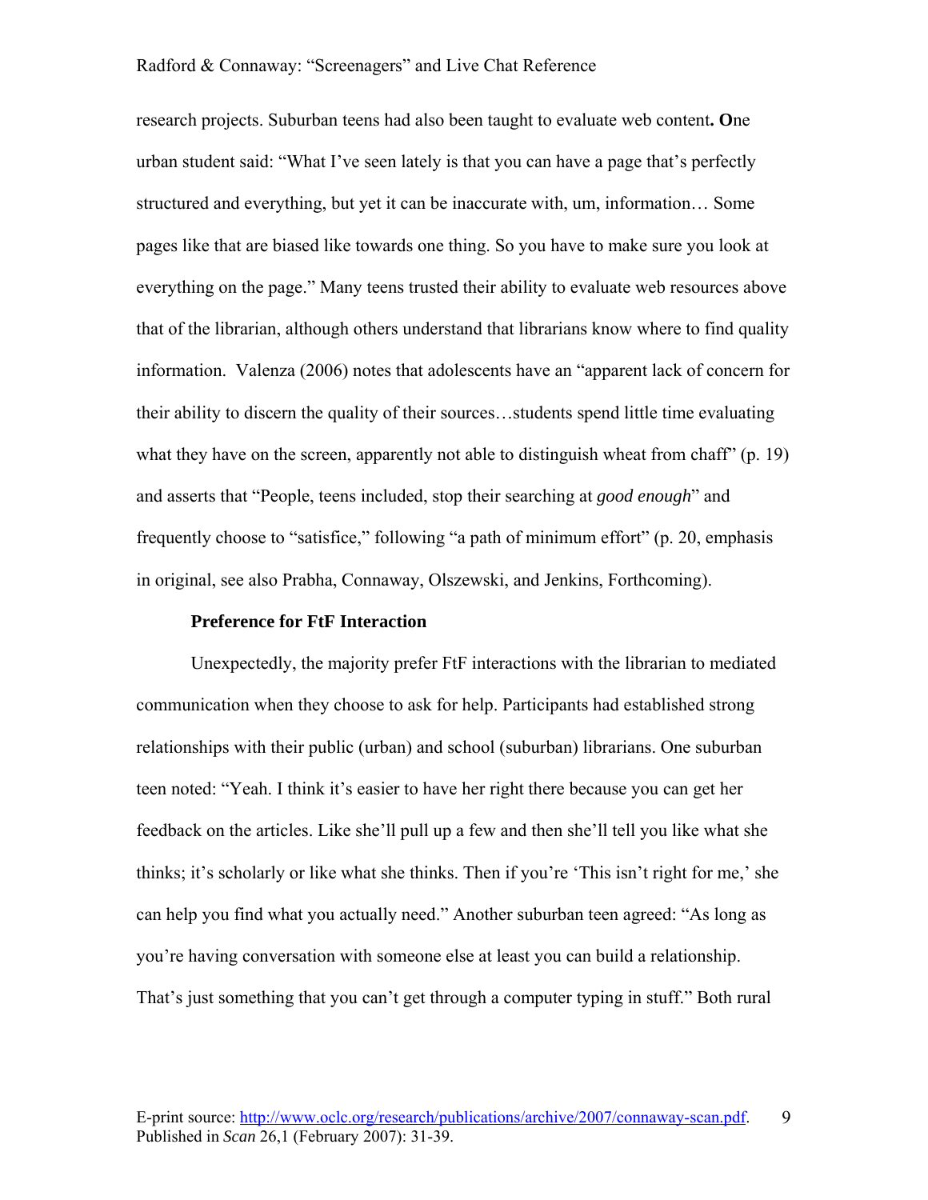research projects. Suburban teens had also been taught to evaluate web content**. O**ne urban student said: "What I've seen lately is that you can have a page that's perfectly structured and everything, but yet it can be inaccurate with, um, information… Some pages like that are biased like towards one thing. So you have to make sure you look at everything on the page." Many teens trusted their ability to evaluate web resources above that of the librarian, although others understand that librarians know where to find quality information. Valenza (2006) notes that adolescents have an "apparent lack of concern for their ability to discern the quality of their sources…students spend little time evaluating what they have on the screen, apparently not able to distinguish wheat from chaff" (p. 19) and asserts that "People, teens included, stop their searching at *good enough*" and frequently choose to "satisfice," following "a path of minimum effort" (p. 20, emphasis in original, see also Prabha, Connaway, Olszewski, and Jenkins, Forthcoming).

### Preference for FtF Interaction

Unexpectedly, the majority prefer FtF interactions with the librarian to mediated communication when they choose to ask for help. Participants had established strong relationships with their public (urban) and school (suburban) librarians. One suburban teen noted: "Yeah. I think it's easier to have her right there because you can get her feedback on the articles. Like she'll pull up a few and then she'll tell you like what she thinks; it's scholarly or like what she thinks. Then if you're 'This isn't right for me,' she can help you find what you actually need." Another suburban teen agreed: "As long as you're having conversation with someone else at least you can build a relationship. That's just something that you can't get through a computer typing in stuff." Both rural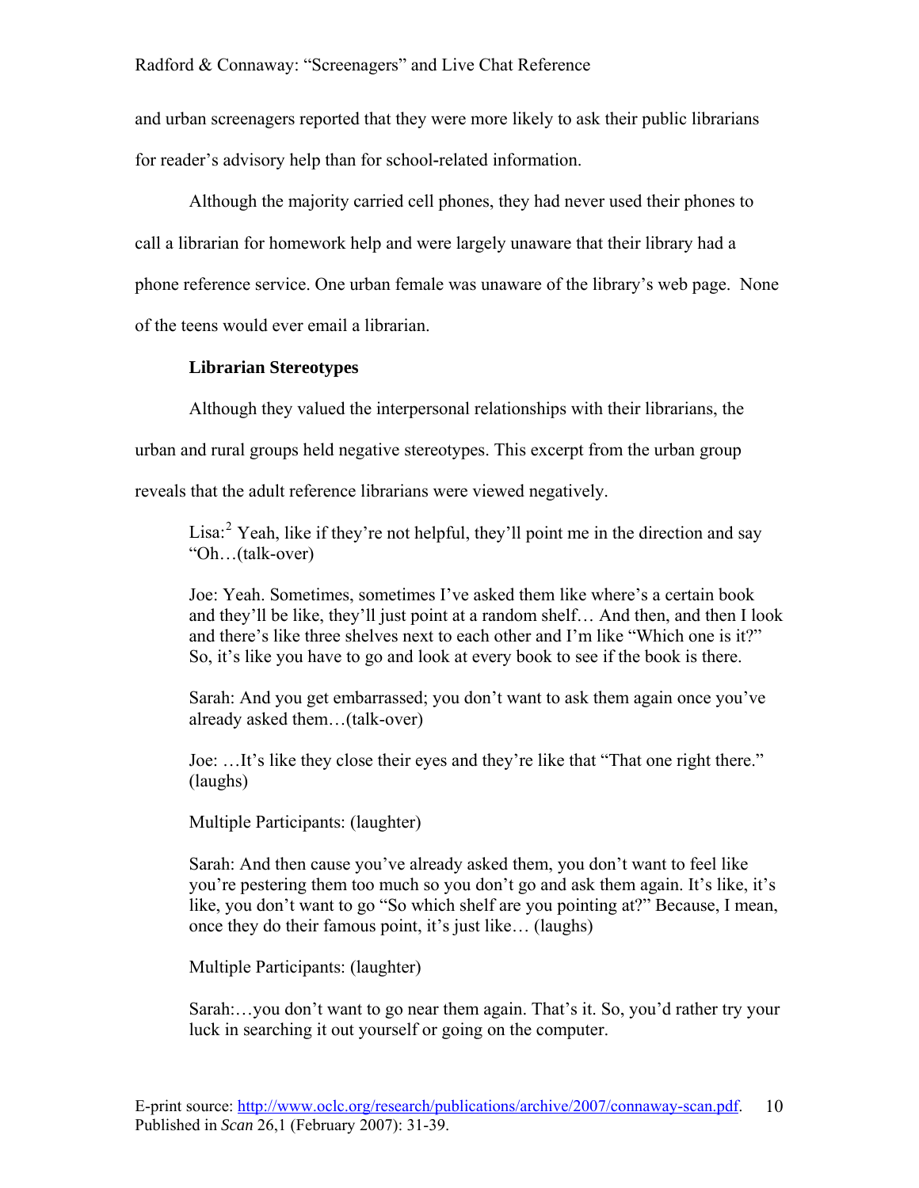and urban screenagers reported that they were more likely to ask their public librarians for reader's advisory help than for school-related information.

Although the majority carried cell phones, they had never used their phones to call a librarian for homework help and were largely unaware that their library had a phone reference service. One urban female was unaware of the library's web page. None of the teens would ever email a librarian.

### Librarian Stereotypes

Although they valued the interpersonal relationships with their librarians, the urban and rural groups held negative stereotypes. This excerpt from the urban group reveals that the adult reference librarians were viewed negatively.

> Lisa:[2] Yeah, like if they're not helpful, they'll point me in the direction and say "Oh…(talk-over)
>
> Joe: Yeah. Sometimes, sometimes I've asked them like where's a certain book and they'll be like, they'll just point at a random shelf… And then, and then I look and there's like three shelves next to each other and I'm like "Which one is it?" So, it's like you have to go and look at every book to see if the book is there.
>
> Sarah: And you get embarrassed; you don't want to ask them again once you've already asked them…(talk-over)
>
> Joe: …It's like they close their eyes and they're like that "That one right there." (laughs)
>
> Multiple Participants: (laughter)
>
> Sarah: And then cause you've already asked them, you don't want to feel like you're pestering them too much so you don't go and ask them again. It's like, it's like, you don't want to go "So which shelf are you pointing at?" Because, I mean, once they do their famous point, it's just like… (laughs)
>
> Multiple Participants: (laughter)
>
> Sarah:…you don't want to go near them again. That's it. So, you'd rather try your luck in searching it out yourself or going on the computer.

E-print source: http://www.oclc.org/research/publications/archive/2007/connaway-scan.pdf.
Published in *Scan* 26,1 (February 2007): 31-39.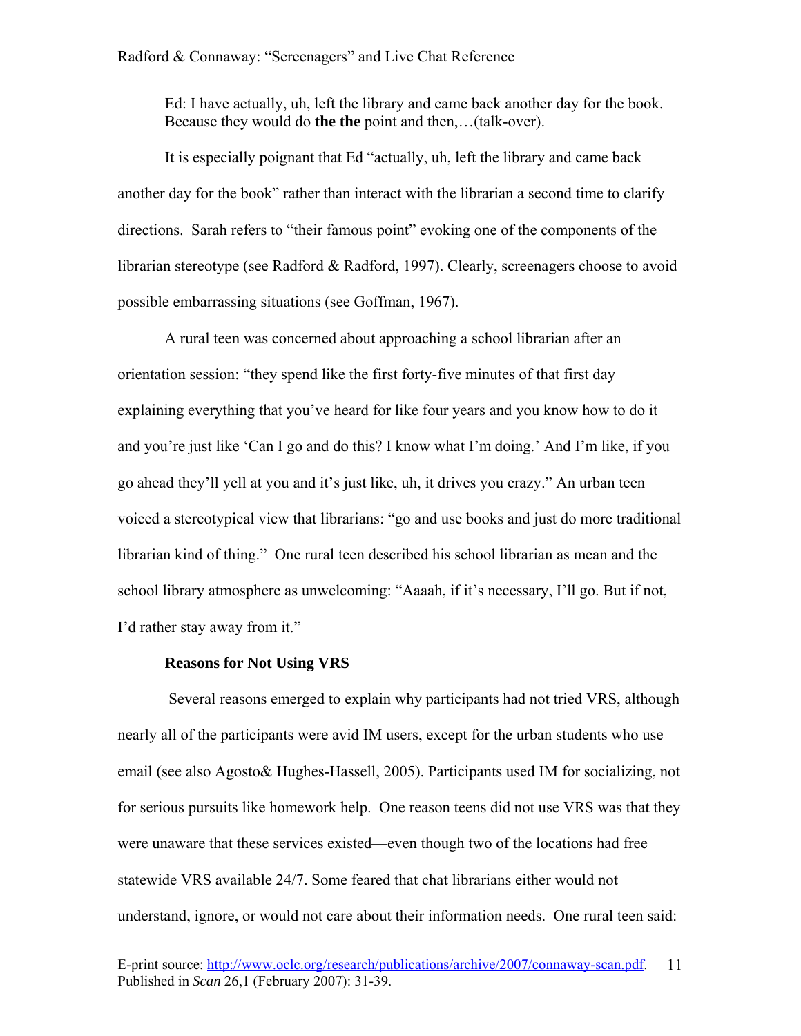Ed: I have actually, uh, left the library and came back another day for the book. Because they would do **the the** point and then,…(talk-over).

It is especially poignant that Ed "actually, uh, left the library and came back another day for the book" rather than interact with the librarian a second time to clarify directions. Sarah refers to "their famous point" evoking one of the components of the librarian stereotype (see Radford & Radford, 1997). Clearly, screenagers choose to avoid possible embarrassing situations (see Goffman, 1967).

A rural teen was concerned about approaching a school librarian after an orientation session: "they spend like the first forty-five minutes of that first day explaining everything that you've heard for like four years and you know how to do it and you're just like 'Can I go and do this? I know what I'm doing.' And I'm like, if you go ahead they'll yell at you and it's just like, uh, it drives you crazy." An urban teen voiced a stereotypical view that librarians: "go and use books and just do more traditional librarian kind of thing." One rural teen described his school librarian as mean and the school library atmosphere as unwelcoming: "Aaaah, if it's necessary, I'll go. But if not, I'd rather stay away from it."

**Reasons for Not Using VRS**

Several reasons emerged to explain why participants had not tried VRS, although nearly all of the participants were avid IM users, except for the urban students who use email (see also Agosto& Hughes-Hassell, 2005). Participants used IM for socializing, not for serious pursuits like homework help. One reason teens did not use VRS was that they were unaware that these services existed—even though two of the locations had free statewide VRS available 24/7. Some feared that chat librarians either would not understand, ignore, or would not care about their information needs. One rural teen said: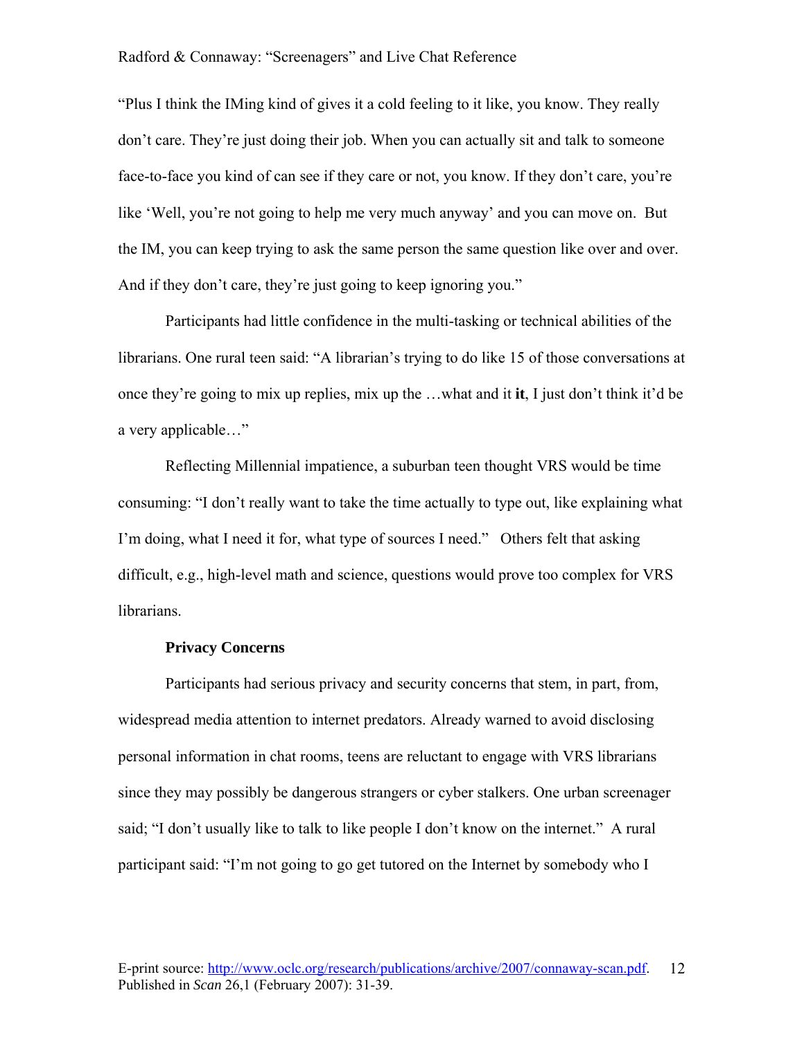"Plus I think the IMing kind of gives it a cold feeling to it like, you know. They really don't care. They're just doing their job. When you can actually sit and talk to someone face-to-face you kind of can see if they care or not, you know. If they don't care, you're like 'Well, you're not going to help me very much anyway' and you can move on. But the IM, you can keep trying to ask the same person the same question like over and over. And if they don't care, they're just going to keep ignoring you."

Participants had little confidence in the multi-tasking or technical abilities of the librarians. One rural teen said: "A librarian's trying to do like 15 of those conversations at once they're going to mix up replies, mix up the …what and it **it**, I just don't think it'd be a very applicable…"

Reflecting Millennial impatience, a suburban teen thought VRS would be time consuming: "I don't really want to take the time actually to type out, like explaining what I'm doing, what I need it for, what type of sources I need." Others felt that asking difficult, e.g., high-level math and science, questions would prove too complex for VRS librarians.

**Privacy Concerns**

Participants had serious privacy and security concerns that stem, in part, from, widespread media attention to internet predators. Already warned to avoid disclosing personal information in chat rooms, teens are reluctant to engage with VRS librarians since they may possibly be dangerous strangers or cyber stalkers. One urban screenager said; "I don't usually like to talk to like people I don't know on the internet." A rural participant said: "I'm not going to go get tutored on the Internet by somebody who I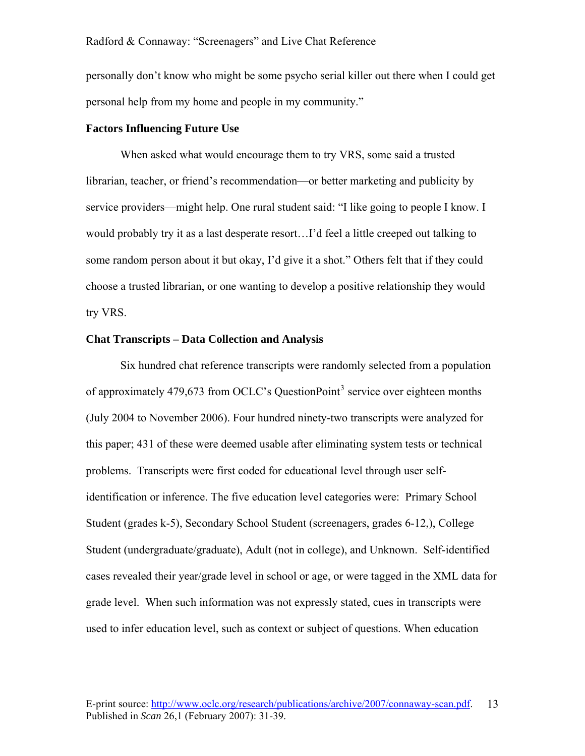personally don't know who might be some psycho serial killer out there when I could get personal help from my home and people in my community."

### Factors Influencing Future Use

When asked what would encourage them to try VRS, some said a trusted librarian, teacher, or friend's recommendation—or better marketing and publicity by service providers—might help. One rural student said: "I like going to people I know. I would probably try it as a last desperate resort…I'd feel a little creeped out talking to some random person about it but okay, I'd give it a shot." Others felt that if they could choose a trusted librarian, or one wanting to develop a positive relationship they would try VRS.

### Chat Transcripts – Data Collection and Analysis

Six hundred chat reference transcripts were randomly selected from a population of approximately 479,673 from OCLC's QuestionPoint[3] service over eighteen months (July 2004 to November 2006). Four hundred ninety-two transcripts were analyzed for this paper; 431 of these were deemed usable after eliminating system tests or technical problems. Transcripts were first coded for educational level through user self-identification or inference. The five education level categories were: Primary School Student (grades k-5), Secondary School Student (screenagers, grades 6-12,), College Student (undergraduate/graduate), Adult (not in college), and Unknown. Self-identified cases revealed their year/grade level in school or age, or were tagged in the XML data for grade level. When such information was not expressly stated, cues in transcripts were used to infer education level, such as context or subject of questions. When education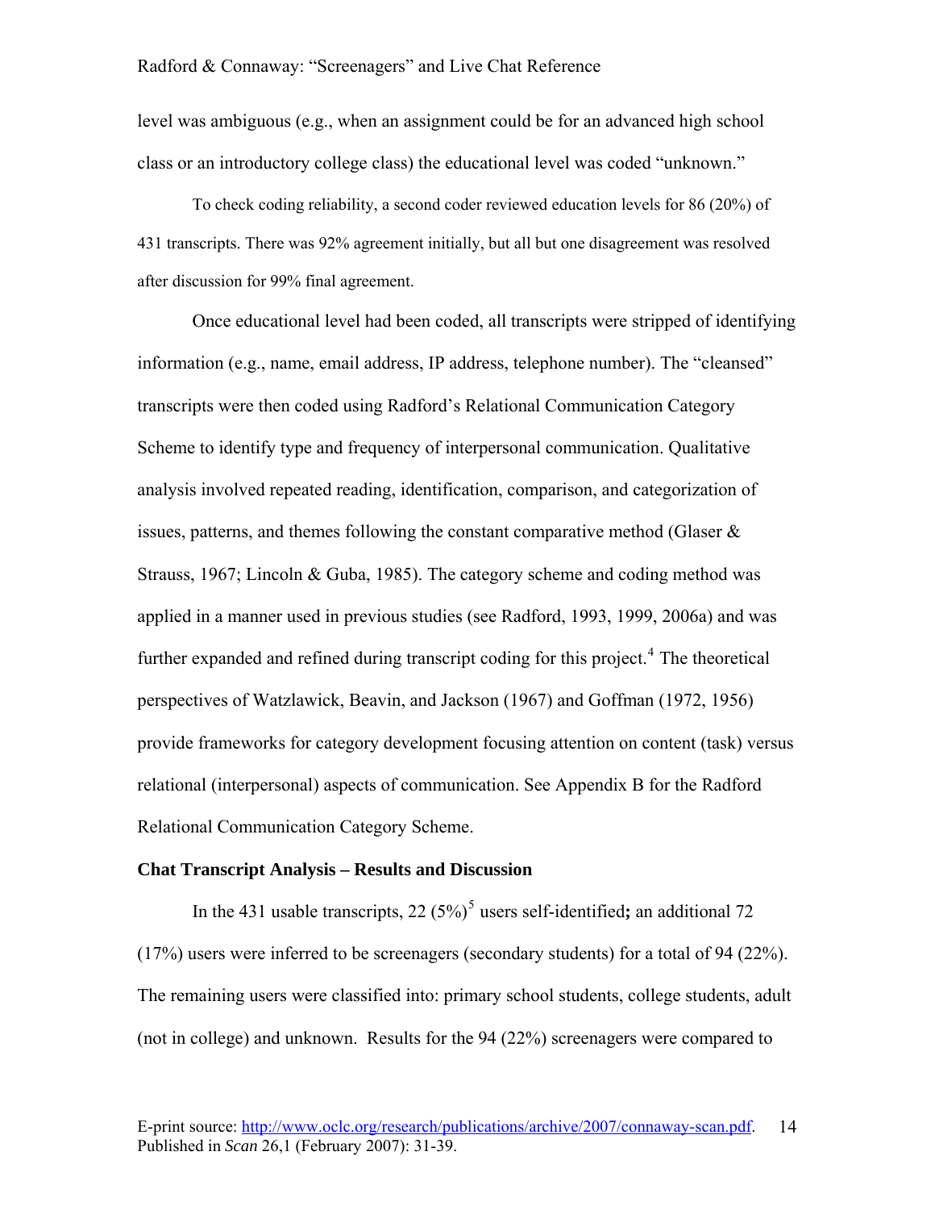level was ambiguous (e.g., when an assignment could be for an advanced high school class or an introductory college class) the educational level was coded "unknown."

To check coding reliability, a second coder reviewed education levels for 86 (20%) of 431 transcripts. There was 92% agreement initially, but all but one disagreement was resolved after discussion for 99% final agreement.

Once educational level had been coded, all transcripts were stripped of identifying information (e.g., name, email address, IP address, telephone number). The "cleansed" transcripts were then coded using Radford's Relational Communication Category Scheme to identify type and frequency of interpersonal communication. Qualitative analysis involved repeated reading, identification, comparison, and categorization of issues, patterns, and themes following the constant comparative method (Glaser & Strauss, 1967; Lincoln & Guba, 1985). The category scheme and coding method was applied in a manner used in previous studies (see Radford, 1993, 1999, 2006a) and was further expanded and refined during transcript coding for this project.[4] The theoretical perspectives of Watzlawick, Beavin, and Jackson (1967) and Goffman (1972, 1956) provide frameworks for category development focusing attention on content (task) versus relational (interpersonal) aspects of communication. See Appendix B for the Radford Relational Communication Category Scheme.

**Chat Transcript Analysis – Results and Discussion**

In the 431 usable transcripts, 22 (5%)[5] users self-identified**;** an additional 72 (17%) users were inferred to be screenagers (secondary students) for a total of 94 (22%). The remaining users were classified into: primary school students, college students, adult (not in college) and unknown. Results for the 94 (22%) screenagers were compared to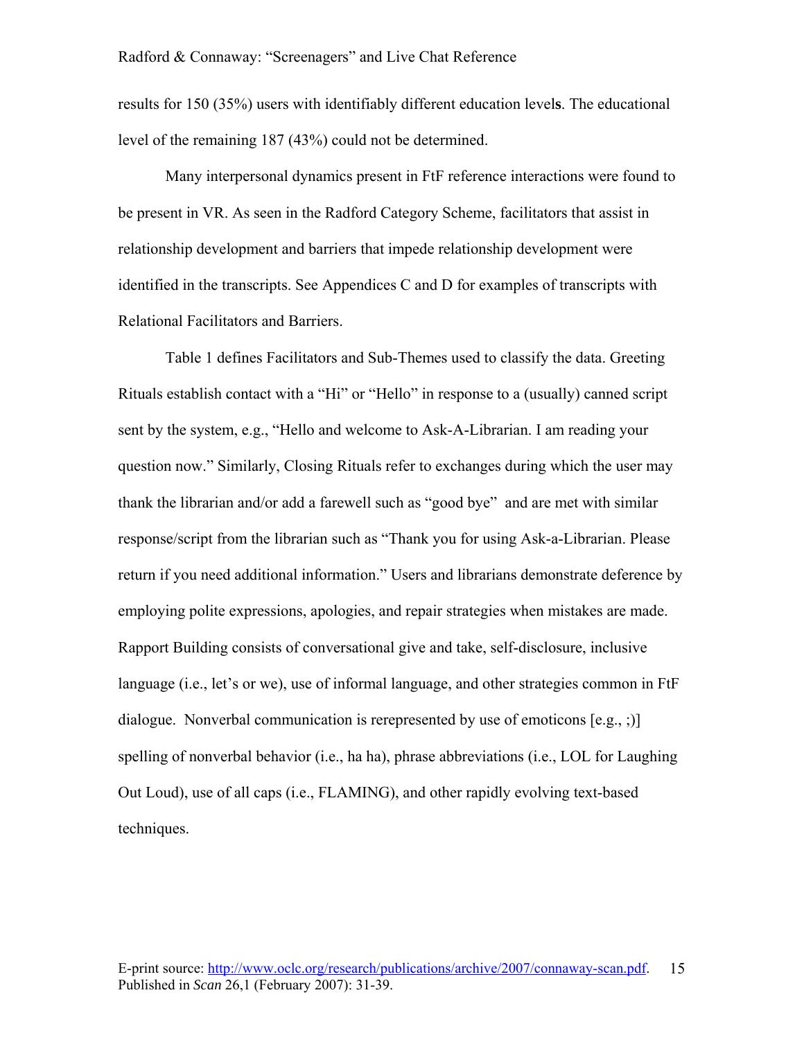results for 150 (35%) users with identifiably different education levels. The educational level of the remaining 187 (43%) could not be determined.

Many interpersonal dynamics present in FtF reference interactions were found to be present in VR. As seen in the Radford Category Scheme, facilitators that assist in relationship development and barriers that impede relationship development were identified in the transcripts. See Appendices C and D for examples of transcripts with Relational Facilitators and Barriers.

Table 1 defines Facilitators and Sub-Themes used to classify the data. Greeting Rituals establish contact with a "Hi" or "Hello" in response to a (usually) canned script sent by the system, e.g., "Hello and welcome to Ask-A-Librarian. I am reading your question now." Similarly, Closing Rituals refer to exchanges during which the user may thank the librarian and/or add a farewell such as "good bye" and are met with similar response/script from the librarian such as "Thank you for using Ask-a-Librarian. Please return if you need additional information." Users and librarians demonstrate deference by employing polite expressions, apologies, and repair strategies when mistakes are made. Rapport Building consists of conversational give and take, self-disclosure, inclusive language (i.e., let's or we), use of informal language, and other strategies common in FtF dialogue. Nonverbal communication is rerepresented by use of emoticons [e.g., ;)] spelling of nonverbal behavior (i.e., ha ha), phrase abbreviations (i.e., LOL for Laughing Out Loud), use of all caps (i.e., FLAMING), and other rapidly evolving text-based techniques.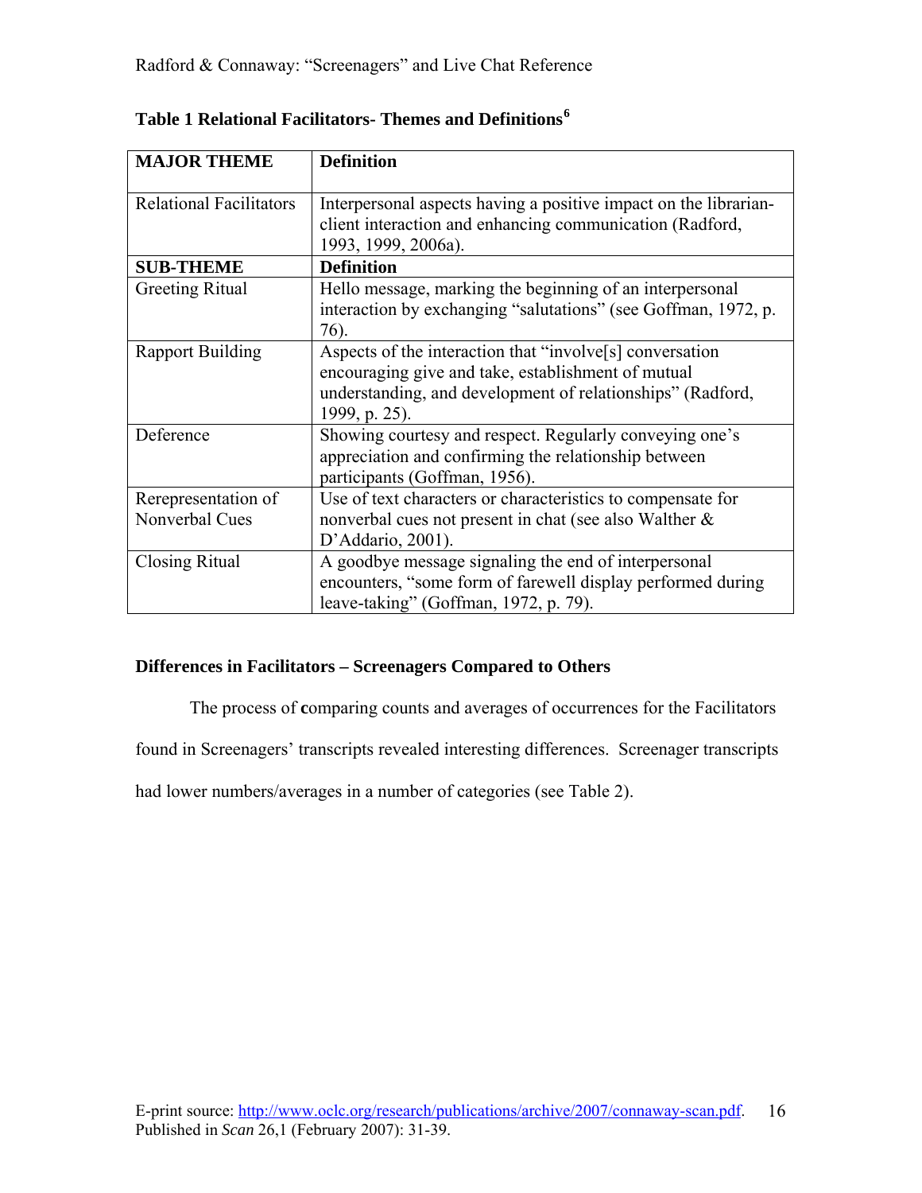**Table 1 Relational Facilitators- Themes and Definitions**[6]

| **MAJOR THEME** | **Definition** |
|---|---|
| Relational Facilitators | Interpersonal aspects having a positive impact on the librarian-client interaction and enhancing communication (Radford, 1993, 1999, 2006a). |
| **SUB-THEME** | **Definition** |
| Greeting Ritual | Hello message, marking the beginning of an interpersonal interaction by exchanging "salutations" (see Goffman, 1972, p. 76). |
| Rapport Building | Aspects of the interaction that "involve[s] conversation encouraging give and take, establishment of mutual understanding, and development of relationships" (Radford, 1999, p. 25). |
| Deference | Showing courtesy and respect. Regularly conveying one's appreciation and confirming the relationship between participants (Goffman, 1956). |
| Rerepresentation of Nonverbal Cues | Use of text characters or characteristics to compensate for nonverbal cues not present in chat (see also Walther & D'Addario, 2001). |
| Closing Ritual | A goodbye message signaling the end of interpersonal encounters, "some form of farewell display performed during leave-taking" (Goffman, 1972, p. 79). |

### Differences in Facilitators – Screenagers Compared to Others

The process of **c**omparing counts and averages of occurrences for the Facilitators found in Screenagers' transcripts revealed interesting differences. Screenager transcripts had lower numbers/averages in a number of categories (see Table 2).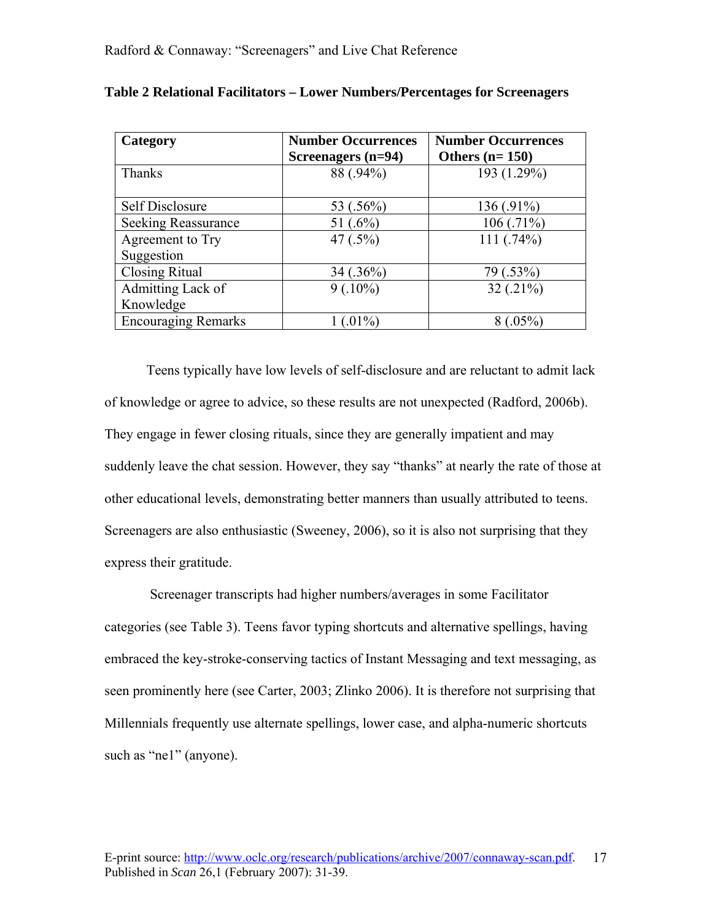**Table 2 Relational Facilitators – Lower Numbers/Percentages for Screenagers**

| Category | Number Occurrences Screenagers (n=94) | Number Occurrences Others (n= 150) |
|---|---|---|
| Thanks | 88 (.94%) | 193 (1.29%) |
| Self Disclosure | 53 (.56%) | 136 (.91%) |
| Seeking Reassurance | 51 (.6%) | 106 (.71%) |
| Agreement to Try Suggestion | 47 (.5%) | 111 (.74%) |
| Closing Ritual | 34 (.36%) | 79 (.53%) |
| Admitting Lack of Knowledge | 9 (.10%) | 32 (.21%) |
| Encouraging Remarks | 1 (.01%) | 8 (.05%) |

Teens typically have low levels of self-disclosure and are reluctant to admit lack of knowledge or agree to advice, so these results are not unexpected (Radford, 2006b). They engage in fewer closing rituals, since they are generally impatient and may suddenly leave the chat session. However, they say "thanks" at nearly the rate of those at other educational levels, demonstrating better manners than usually attributed to teens. Screenagers are also enthusiastic (Sweeney, 2006), so it is also not surprising that they express their gratitude.

Screenager transcripts had higher numbers/averages in some Facilitator categories (see Table 3). Teens favor typing shortcuts and alternative spellings, having embraced the key-stroke-conserving tactics of Instant Messaging and text messaging, as seen prominently here (see Carter, 2003; Zlinko 2006). It is therefore not surprising that Millennials frequently use alternate spellings, lower case, and alpha-numeric shortcuts such as "ne1" (anyone).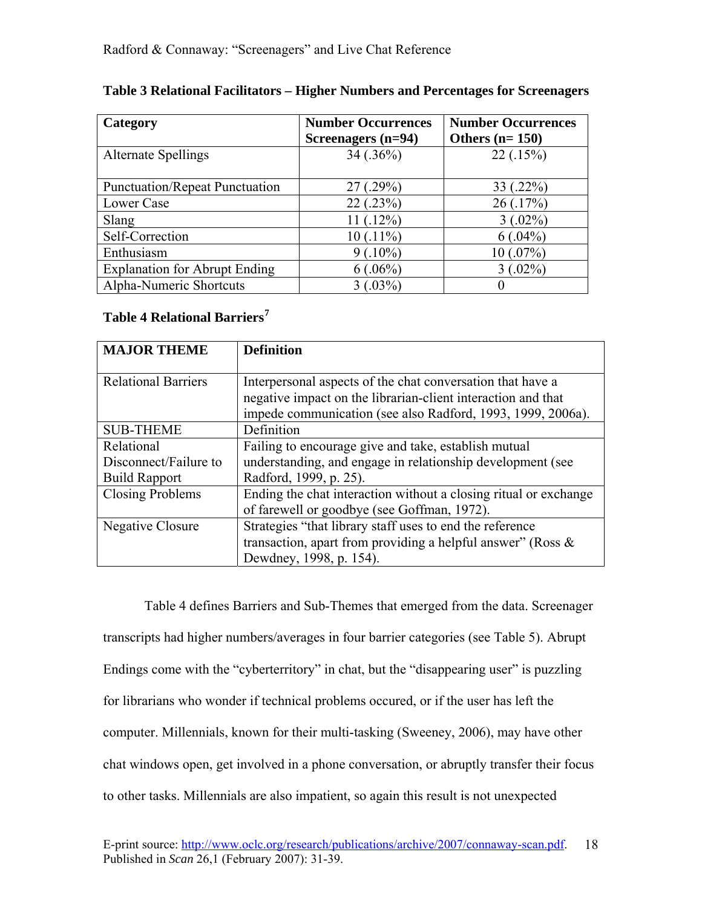**Table 3 Relational Facilitators – Higher Numbers and Percentages for Screenagers**

| Category | Number Occurrences Screenagers (n=94) | Number Occurrences Others (n= 150) |
|---|---|---|
| Alternate Spellings | 34 (.36%) | 22 (.15%) |
| Punctuation/Repeat Punctuation | 27 (.29%) | 33 (.22%) |
| Lower Case | 22 (.23%) | 26 (.17%) |
| Slang | 11 (.12%) | 3 (.02%) |
| Self-Correction | 10 (.11%) | 6 (.04%) |
| Enthusiasm | 9 (.10%) | 10 (.07%) |
| Explanation for Abrupt Ending | 6 (.06%) | 3 (.02%) |
| Alpha-Numeric Shortcuts | 3 (.03%) | 0 |

**Table 4 Relational Barriers**[7]

| MAJOR THEME | Definition |
|---|---|
| Relational Barriers | Interpersonal aspects of the chat conversation that have a negative impact on the librarian-client interaction and that impede communication (see also Radford, 1993, 1999, 2006a). |
| SUB-THEME | Definition |
| Relational Disconnect/Failure to Build Rapport | Failing to encourage give and take, establish mutual understanding, and engage in relationship development (see Radford, 1999, p. 25). |
| Closing Problems | Ending the chat interaction without a closing ritual or exchange of farewell or goodbye (see Goffman, 1972). |
| Negative Closure | Strategies "that library staff uses to end the reference transaction, apart from providing a helpful answer" (Ross & Dewdney, 1998, p. 154). |

Table 4 defines Barriers and Sub-Themes that emerged from the data. Screenager transcripts had higher numbers/averages in four barrier categories (see Table 5). Abrupt Endings come with the "cyberterritory" in chat, but the "disappearing user" is puzzling for librarians who wonder if technical problems occured, or if the user has left the computer. Millennials, known for their multi-tasking (Sweeney, 2006), may have other chat windows open, get involved in a phone conversation, or abruptly transfer their focus to other tasks. Millennials are also impatient, so again this result is not unexpected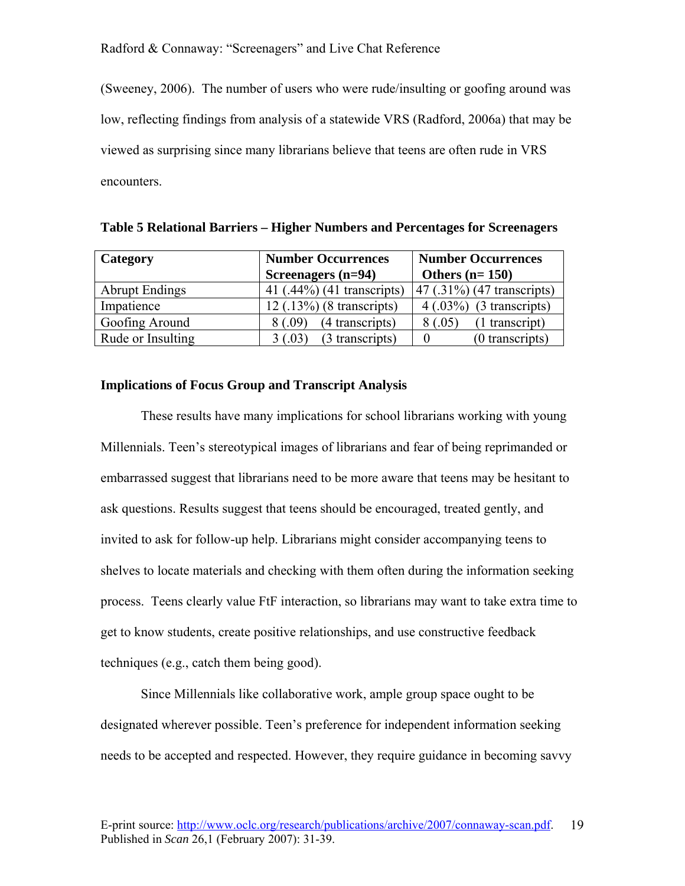(Sweeney, 2006). The number of users who were rude/insulting or goofing around was low, reflecting findings from analysis of a statewide VRS (Radford, 2006a) that may be viewed as surprising since many librarians believe that teens are often rude in VRS encounters.

**Table 5 Relational Barriers – Higher Numbers and Percentages for Screenagers**

| Category | Number Occurrences Screenagers (n=94) | Number Occurrences Others (n= 150) |
|---|---|---|
| Abrupt Endings | 41 (.44%) (41 transcripts) | 47 (.31%) (47 transcripts) |
| Impatience | 12 (.13%) (8 transcripts) | 4 (.03%) (3 transcripts) |
| Goofing Around | 8 (.09) (4 transcripts) | 8 (.05) (1 transcript) |
| Rude or Insulting | 3 (.03) (3 transcripts) | 0 (0 transcripts) |

**Implications of Focus Group and Transcript Analysis**

These results have many implications for school librarians working with young Millennials. Teen's stereotypical images of librarians and fear of being reprimanded or embarrassed suggest that librarians need to be more aware that teens may be hesitant to ask questions. Results suggest that teens should be encouraged, treated gently, and invited to ask for follow-up help. Librarians might consider accompanying teens to shelves to locate materials and checking with them often during the information seeking process. Teens clearly value FtF interaction, so librarians may want to take extra time to get to know students, create positive relationships, and use constructive feedback techniques (e.g., catch them being good).

Since Millennials like collaborative work, ample group space ought to be designated wherever possible. Teen's preference for independent information seeking needs to be accepted and respected. However, they require guidance in becoming savvy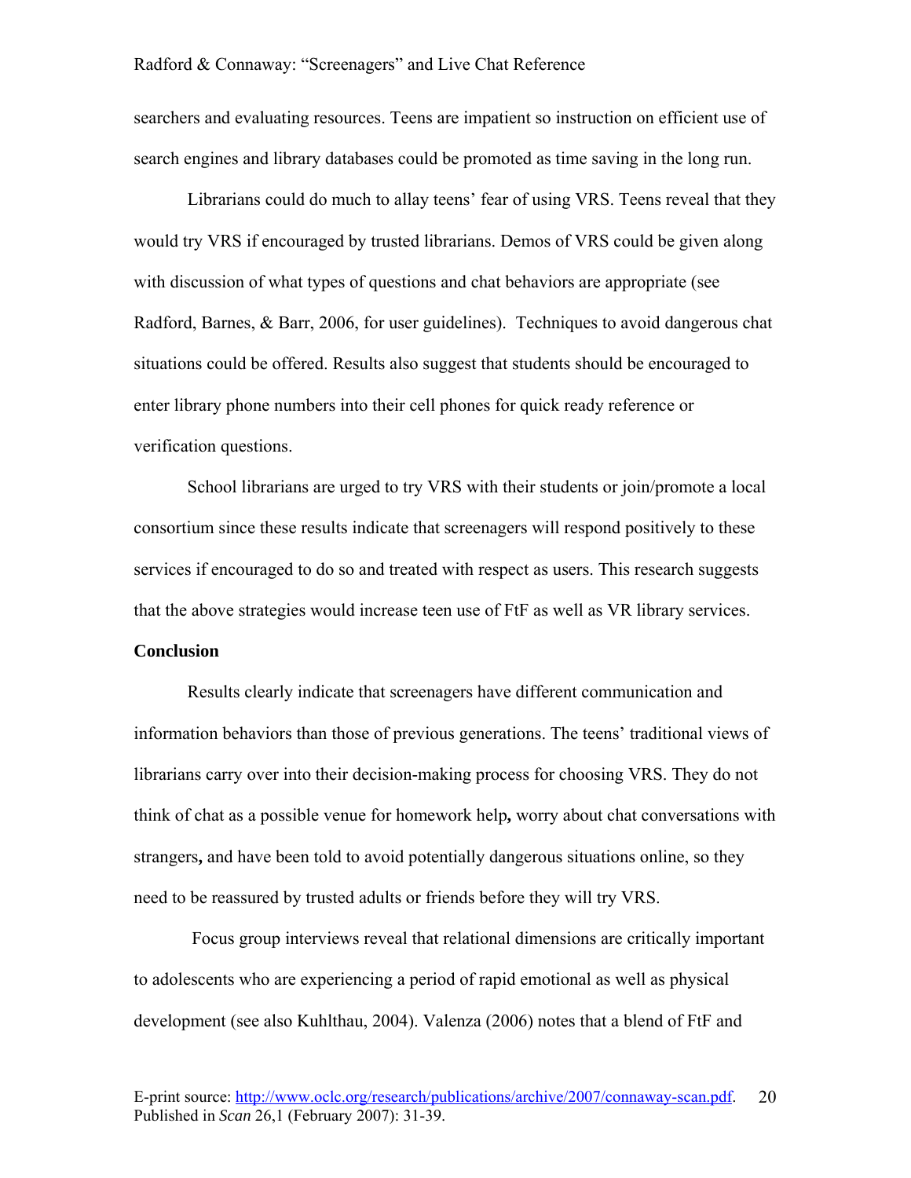searchers and evaluating resources. Teens are impatient so instruction on efficient use of search engines and library databases could be promoted as time saving in the long run.

Librarians could do much to allay teens' fear of using VRS. Teens reveal that they would try VRS if encouraged by trusted librarians. Demos of VRS could be given along with discussion of what types of questions and chat behaviors are appropriate (see Radford, Barnes, & Barr, 2006, for user guidelines). Techniques to avoid dangerous chat situations could be offered. Results also suggest that students should be encouraged to enter library phone numbers into their cell phones for quick ready reference or verification questions.

School librarians are urged to try VRS with their students or join/promote a local consortium since these results indicate that screenagers will respond positively to these services if encouraged to do so and treated with respect as users. This research suggests that the above strategies would increase teen use of FtF as well as VR library services.

**Conclusion**

Results clearly indicate that screenagers have different communication and information behaviors than those of previous generations. The teens' traditional views of librarians carry over into their decision-making process for choosing VRS. They do not think of chat as a possible venue for homework help**,** worry about chat conversations with strangers**,** and have been told to avoid potentially dangerous situations online, so they need to be reassured by trusted adults or friends before they will try VRS.

Focus group interviews reveal that relational dimensions are critically important to adolescents who are experiencing a period of rapid emotional as well as physical development (see also Kuhlthau, 2004). Valenza (2006) notes that a blend of FtF and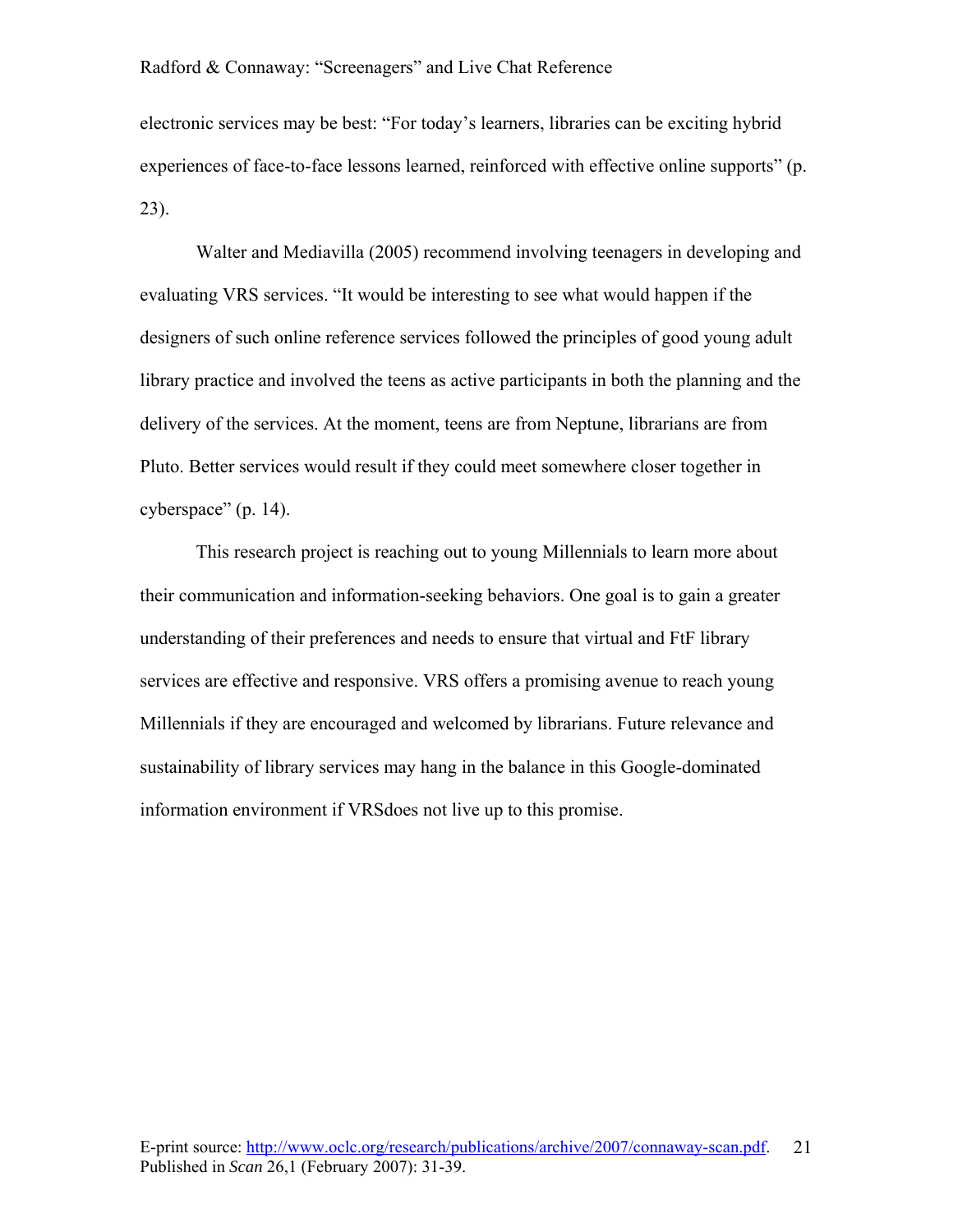electronic services may be best: “For today’s learners, libraries can be exciting hybrid experiences of face-to-face lessons learned, reinforced with effective online supports” (p. 23).

Walter and Mediavilla (2005) recommend involving teenagers in developing and evaluating VRS services. “It would be interesting to see what would happen if the designers of such online reference services followed the principles of good young adult library practice and involved the teens as active participants in both the planning and the delivery of the services. At the moment, teens are from Neptune, librarians are from Pluto. Better services would result if they could meet somewhere closer together in cyberspace” (p. 14).

This research project is reaching out to young Millennials to learn more about their communication and information-seeking behaviors. One goal is to gain a greater understanding of their preferences and needs to ensure that virtual and FtF library services are effective and responsive. VRS offers a promising avenue to reach young Millennials if they are encouraged and welcomed by librarians. Future relevance and sustainability of library services may hang in the balance in this Google-dominated information environment if VRSdoes not live up to this promise.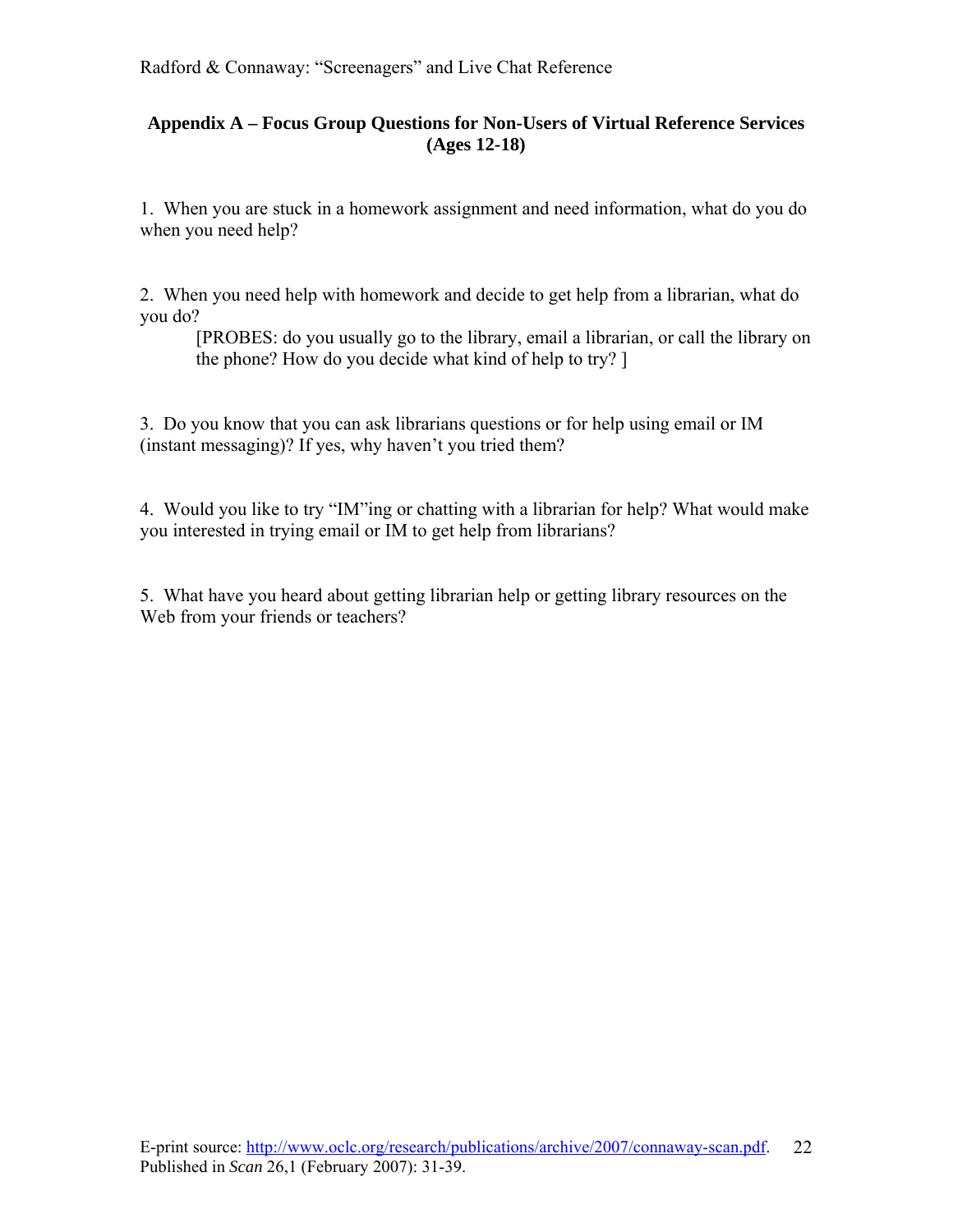## Appendix A – Focus Group Questions for Non-Users of Virtual Reference Services (Ages 12-18)

1. When you are stuck in a homework assignment and need information, what do you do when you need help?

2. When you need help with homework and decide to get help from a librarian, what do you do?

   [PROBES: do you usually go to the library, email a librarian, or call the library on the phone? How do you decide what kind of help to try? ]

3. Do you know that you can ask librarians questions or for help using email or IM (instant messaging)? If yes, why haven't you tried them?

4. Would you like to try "IM"ing or chatting with a librarian for help? What would make you interested in trying email or IM to get help from librarians?

5. What have you heard about getting librarian help or getting library resources on the Web from your friends or teachers?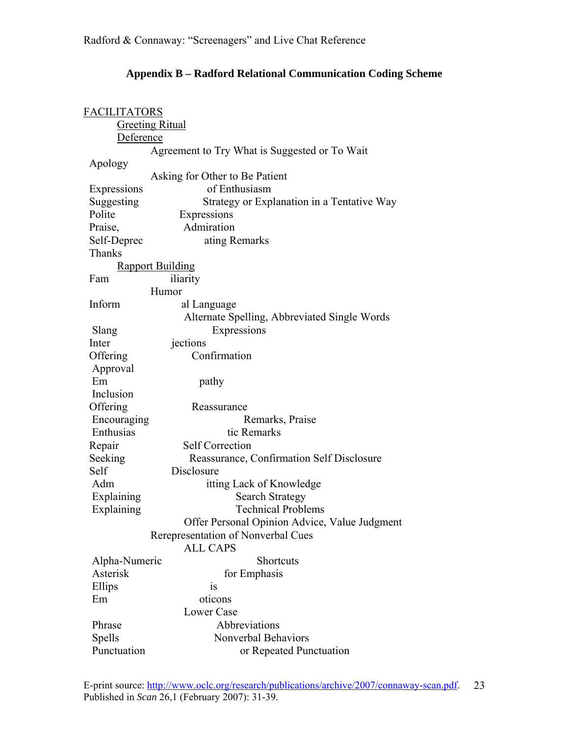## Appendix B – Radford Relational Communication Coding Scheme

FACILITATORS

- Greeting Ritual
- Deference
  - Agreement to Try What is Suggested or To Wait
  - Apology
  - Asking for Other to Be Patient
  - Expressions of Enthusiasm
  - Suggesting Strategy or Explanation in a Tentative Way
  - Polite Expressions
  - Praise, Admiration
  - Self-Deprecating Remarks
  - Thanks
- Rapport Building
  - Familiarity
  - Humor
  - Informal Language
    - Alternate Spelling, Abbreviated Single Words
    - Slang Expressions
    - Interjections
  - Offering Confirmation
    - Approval
    - Empathy
    - Inclusion
  - Offering Reassurance
    - Encouraging Remarks, Praise
    - Enthusiastic Remarks
  - Repair Self Correction
  - Seeking Reassurance, Confirmation Self Disclosure
  - Self Disclosure
    - Admitting Lack of Knowledge
    - Explaining Search Strategy
    - Explaining Technical Problems
    - Offer Personal Opinion Advice, Value Judgment
  - Rerepresentation of Nonverbal Cues
    - ALL CAPS
    - Alpha-Numeric Shortcuts
    - Asterisk for Emphasis
    - Ellipsis
    - Emoticons
    - Lower Case
    - Phrase Abbreviations
    - Spells Nonverbal Behaviors
    - Punctuation or Repeated Punctuation

E-print source: http://www.oclc.org/research/publications/archive/2007/connaway-scan.pdf.
Published in *Scan* 26,1 (February 2007): 31-39.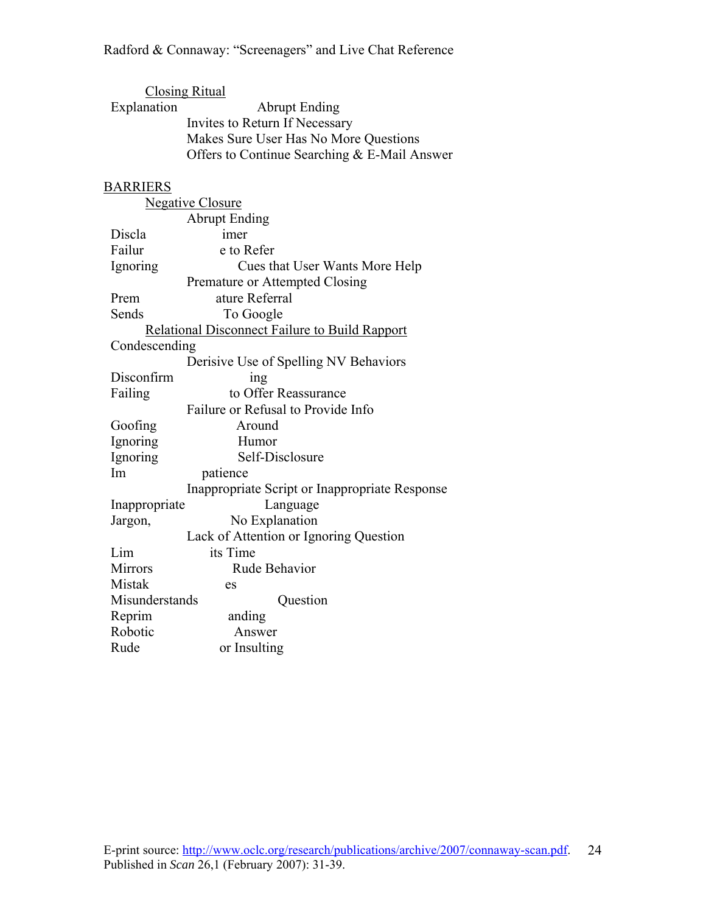Closing Ritual

- Explanation
- Abrupt Ending
- Invites to Return If Necessary
- Makes Sure User Has No More Questions
- Offers to Continue Searching & E-Mail Answer

BARRIERS

Negative Closure

- Abrupt Ending
- Disclaimer
- Failure to Refer
- Ignoring Cues that User Wants More Help
- Premature or Attempted Closing
- Premature Referral
- Sends To Google

Relational Disconnect Failure to Build Rapport

- Condescending
- Derisive Use of Spelling NV Behaviors
- Disconfirming
- Failing to Offer Reassurance
- Failure or Refusal to Provide Info
- Goofing Around
- Ignoring Humor
- Ignoring Self-Disclosure
- Impatience
- Inappropriate Script or Inappropriate Response
- Inappropriate Language
- Jargon, No Explanation
- Lack of Attention or Ignoring Question
- Limits Time
- Mirrors Rude Behavior
- Mistakes
- Misunderstands Question
- Reprimanding
- Robotic Answer
- Rude or Insulting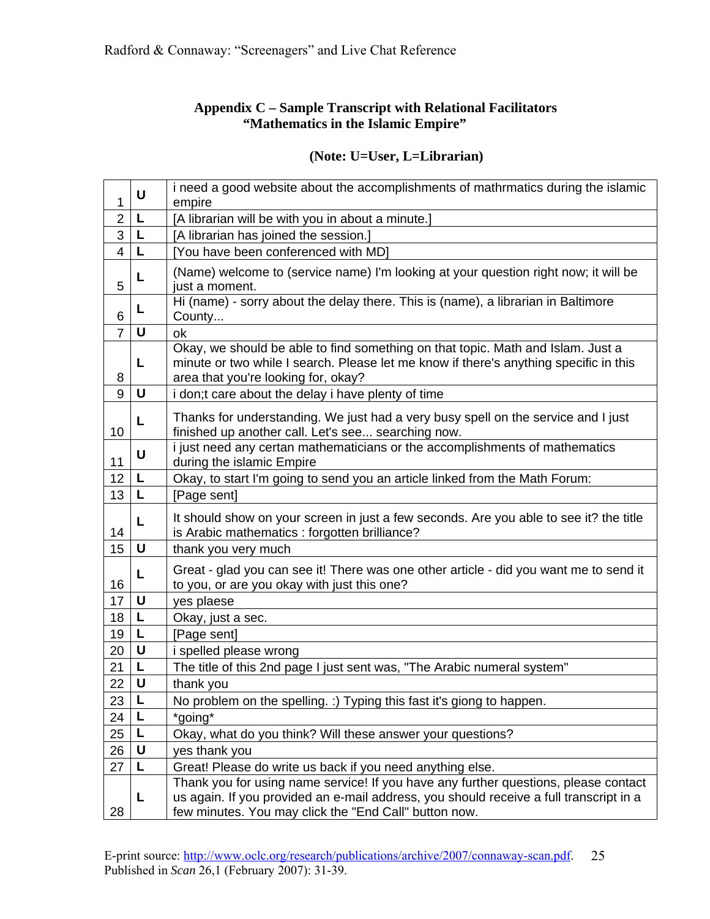## Appendix C – Sample Transcript with Relational Facilitators
## "Mathematics in the Islamic Empire"

**(Note: U=User, L=Librarian)**

| | | |
|---|---|---|
| 1 | U | i need a good website about the accomplishments of mathrmatics during the islamic empire |
| 2 | L | [A librarian will be with you in about a minute.] |
| 3 | L | [A librarian has joined the session.] |
| 4 | L | [You have been conferenced with MD] |
| 5 | L | (Name) welcome to (service name) I'm looking at your question right now; it will be just a moment. |
| 6 | L | Hi (name) - sorry about the delay there. This is (name), a librarian in Baltimore County... |
| 7 | U | ok |
| 8 | L | Okay, we should be able to find something on that topic. Math and Islam. Just a minute or two while I search. Please let me know if there's anything specific in this area that you're looking for, okay? |
| 9 | U | i don;t care about the delay i have plenty of time |
| 10 | L | Thanks for understanding. We just had a very busy spell on the service and I just finished up another call. Let's see... searching now. |
| 11 | U | i just need any certan mathematicians or the accomplishments of mathematics during the islamic Empire |
| 12 | L | Okay, to start I'm going to send you an article linked from the Math Forum: |
| 13 | L | [Page sent] |
| 14 | L | It should show on your screen in just a few seconds. Are you able to see it? the title is Arabic mathematics : forgotten brilliance? |
| 15 | U | thank you very much |
| 16 | L | Great - glad you can see it! There was one other article - did you want me to send it to you, or are you okay with just this one? |
| 17 | U | yes plaese |
| 18 | L | Okay, just a sec. |
| 19 | L | [Page sent] |
| 20 | U | i spelled please wrong |
| 21 | L | The title of this 2nd page I just sent was, "The Arabic numeral system" |
| 22 | U | thank you |
| 23 | L | No problem on the spelling. :) Typing this fast it's giong to happen. |
| 24 | L | *going* |
| 25 | L | Okay, what do you think? Will these answer your questions? |
| 26 | U | yes thank you |
| 27 | L | Great! Please do write us back if you need anything else. |
| 28 | L | Thank you for using name service! If you have any further questions, please contact us again. If you provided an e-mail address, you should receive a full transcript in a few minutes. You may click the "End Call" button now. |

E-print source: http://www.oclc.org/research/publications/archive/2007/connaway-scan.pdf.
Published in *Scan* 26,1 (February 2007): 31-39.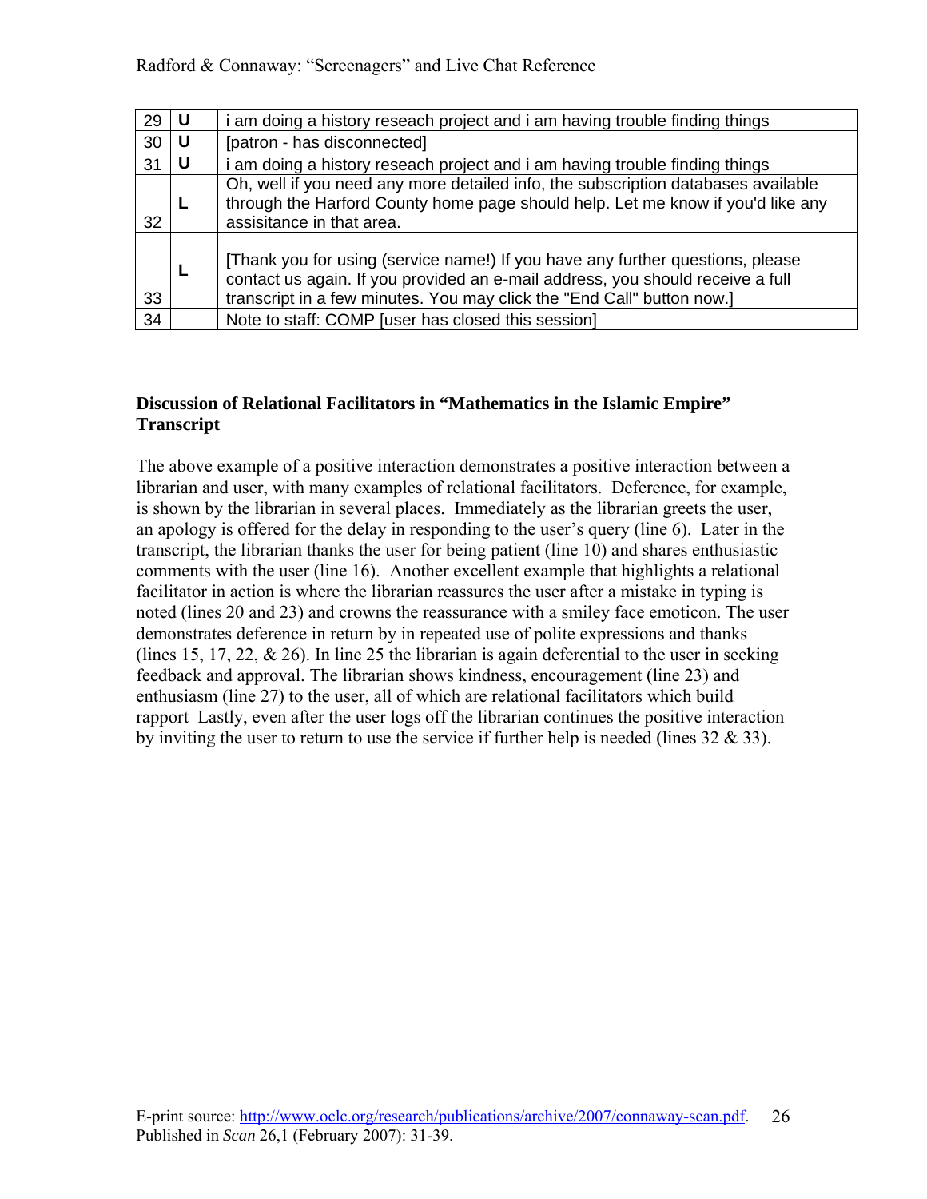| | | |
|---|---|---|
| 29 | U | i am doing a history reseach project and i am having trouble finding things |
| 30 | U | [patron - has disconnected] |
| 31 | U | i am doing a history reseach project and i am having trouble finding things |
| 32 | L | Oh, well if you need any more detailed info, the subscription databases available through the Harford County home page should help. Let me know if you'd like any assisitance in that area. |
| 33 | L | [Thank you for using (service name!) If you have any further questions, please contact us again. If you provided an e-mail address, you should receive a full transcript in a few minutes. You may click the "End Call" button now.] |
| 34 | | Note to staff: COMP [user has closed this session] |

**Discussion of Relational Facilitators in "Mathematics in the Islamic Empire" Transcript**

The above example of a positive interaction demonstrates a positive interaction between a librarian and user, with many examples of relational facilitators. Deference, for example, is shown by the librarian in several places. Immediately as the librarian greets the user, an apology is offered for the delay in responding to the user's query (line 6). Later in the transcript, the librarian thanks the user for being patient (line 10) and shares enthusiastic comments with the user (line 16). Another excellent example that highlights a relational facilitator in action is where the librarian reassures the user after a mistake in typing is noted (lines 20 and 23) and crowns the reassurance with a smiley face emoticon. The user demonstrates deference in return by in repeated use of polite expressions and thanks (lines 15, 17, 22, & 26). In line 25 the librarian is again deferential to the user in seeking feedback and approval. The librarian shows kindness, encouragement (line 23) and enthusiasm (line 27) to the user, all of which are relational facilitators which build rapport Lastly, even after the user logs off the librarian continues the positive interaction by inviting the user to return to use the service if further help is needed (lines 32 & 33).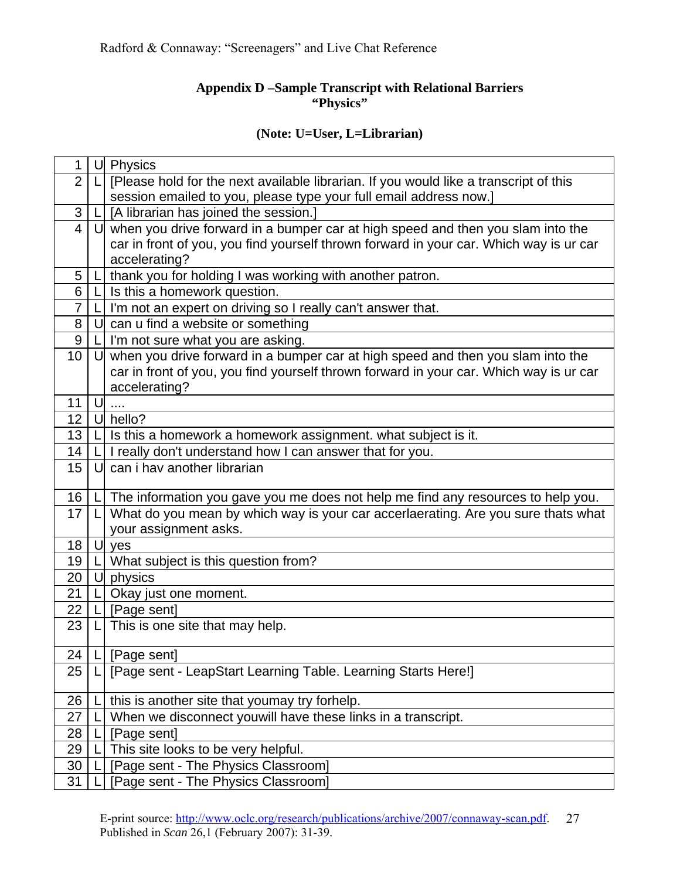**Appendix D –Sample Transcript with Relational Barriers**
**"Physics"**

**(Note: U=User, L=Librarian)**

| | | |
|---|---|---|
| 1 | U | Physics |
| 2 | L | [Please hold for the next available librarian. If you would like a transcript of this session emailed to you, please type your full email address now.] |
| 3 | L | [A librarian has joined the session.] |
| 4 | U | when you drive forward in a bumper car at high speed and then you slam into the car in front of you, you find yourself thrown forward in your car. Which way is ur car accelerating? |
| 5 | L | thank you for holding I was working with another patron. |
| 6 | L | Is this a homework question. |
| 7 | L | I'm not an expert on driving so I really can't answer that. |
| 8 | U | can u find a website or something |
| 9 | L | I'm not sure what you are asking. |
| 10 | U | when you drive forward in a bumper car at high speed and then you slam into the car in front of you, you find yourself thrown forward in your car. Which way is ur car accelerating? |
| 11 | U | .... |
| 12 | U | hello? |
| 13 | L | Is this a homework a homework assignment. what subject is it. |
| 14 | L | I really don't understand how I can answer that for you. |
| 15 | U | can i hav another librarian |
| 16 | L | The information you gave you me does not help me find any resources to help you. |
| 17 | L | What do you mean by which way is your car accerlaerating. Are you sure thats what your assignment asks. |
| 18 | U | yes |
| 19 | L | What subject is this question from? |
| 20 | U | physics |
| 21 | L | Okay just one moment. |
| 22 | L | [Page sent] |
| 23 | L | This is one site that may help. |
| 24 | L | [Page sent] |
| 25 | L | [Page sent - LeapStart Learning Table. Learning Starts Here!] |
| 26 | L | this is another site that youmay try forhelp. |
| 27 | L | When we disconnect youwill have these links in a transcript. |
| 28 | L | [Page sent] |
| 29 | L | This site looks to be very helpful. |
| 30 | L | [Page sent - The Physics Classroom] |
| 31 | L | [Page sent - The Physics Classroom] |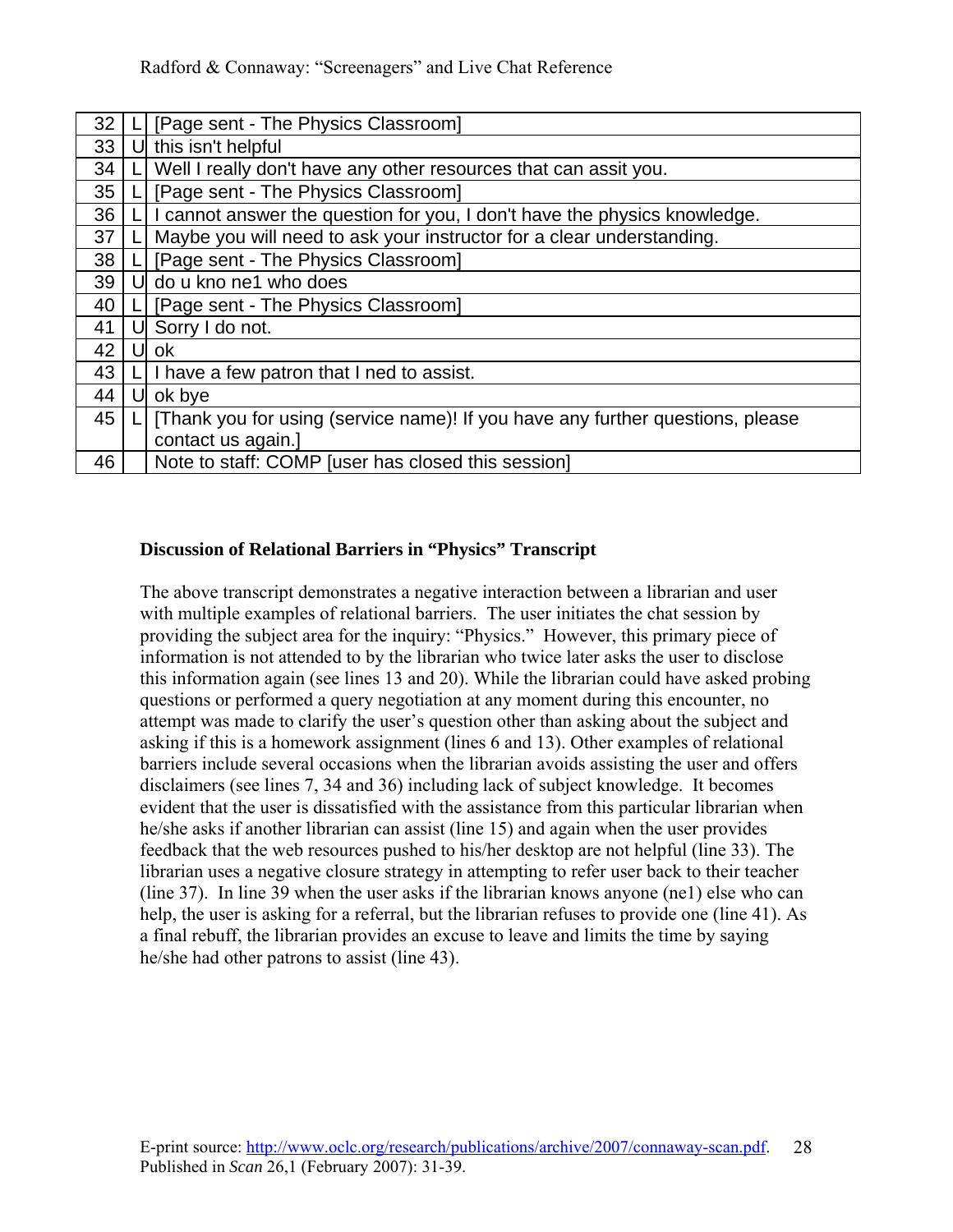| 32 | L | [Page sent - The Physics Classroom] |
|---|---|---|
| 33 | U | this isn't helpful |
| 34 | L | Well I really don't have any other resources that can assit you. |
| 35 | L | [Page sent - The Physics Classroom] |
| 36 | L | I cannot answer the question for you, I don't have the physics knowledge. |
| 37 | L | Maybe you will need to ask your instructor for a clear understanding. |
| 38 | L | [Page sent - The Physics Classroom] |
| 39 | U | do u kno ne1 who does |
| 40 | L | [Page sent - The Physics Classroom] |
| 41 | U | Sorry I do not. |
| 42 | U | ok |
| 43 | L | I have a few patron that I ned to assist. |
| 44 | U | ok bye |
| 45 | L | [Thank you for using (service name)! If you have any further questions, please contact us again.] |
| 46 | | Note to staff: COMP [user has closed this session] |

**Discussion of Relational Barriers in "Physics" Transcript**

The above transcript demonstrates a negative interaction between a librarian and user with multiple examples of relational barriers. The user initiates the chat session by providing the subject area for the inquiry: "Physics." However, this primary piece of information is not attended to by the librarian who twice later asks the user to disclose this information again (see lines 13 and 20). While the librarian could have asked probing questions or performed a query negotiation at any moment during this encounter, no attempt was made to clarify the user's question other than asking about the subject and asking if this is a homework assignment (lines 6 and 13). Other examples of relational barriers include several occasions when the librarian avoids assisting the user and offers disclaimers (see lines 7, 34 and 36) including lack of subject knowledge. It becomes evident that the user is dissatisfied with the assistance from this particular librarian when he/she asks if another librarian can assist (line 15) and again when the user provides feedback that the web resources pushed to his/her desktop are not helpful (line 33). The librarian uses a negative closure strategy in attempting to refer user back to their teacher (line 37). In line 39 when the user asks if the librarian knows anyone (ne1) else who can help, the user is asking for a referral, but the librarian refuses to provide one (line 41). As a final rebuff, the librarian provides an excuse to leave and limits the time by saying he/she had other patrons to assist (line 43).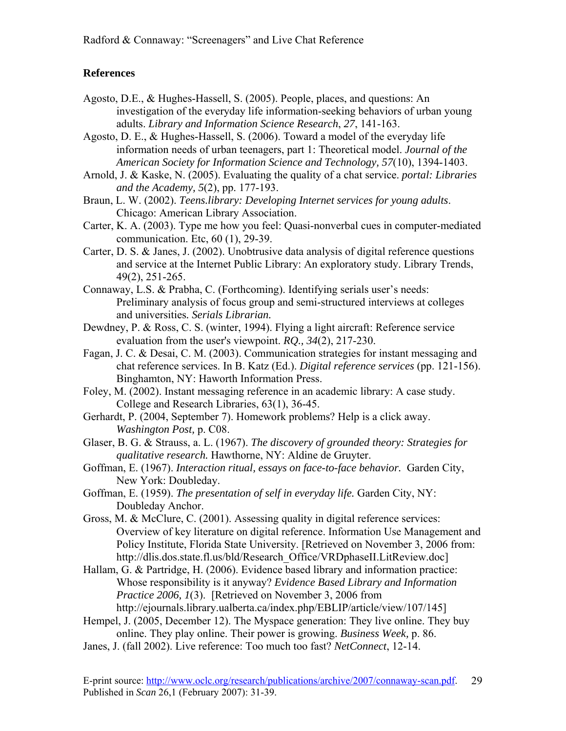## References

Agosto, D.E., & Hughes-Hassell, S. (2005). People, places, and questions: An investigation of the everyday life information-seeking behaviors of urban young adults. *Library and Information Science Research*, *27*, 141-163.

Agosto, D. E., & Hughes-Hassell, S. (2006). Toward a model of the everyday life information needs of urban teenagers, part 1: Theoretical model. *Journal of the American Society for Information Science and Technology, 57*(10), 1394-1403.

Arnold, J. & Kaske, N. (2005). Evaluating the quality of a chat service. *portal: Libraries and the Academy, 5*(2), pp. 177-193.

Braun, L. W. (2002). *Teens.library: Developing Internet services for young adults*. Chicago: American Library Association.

Carter, K. A. (2003). Type me how you feel: Quasi-nonverbal cues in computer-mediated communication. Etc, 60 (1), 29-39.

Carter, D. S. & Janes, J. (2002). Unobtrusive data analysis of digital reference questions and service at the Internet Public Library: An exploratory study. Library Trends, 49(2), 251-265.

Connaway, L.S. & Prabha, C. (Forthcoming). Identifying serials user's needs: Preliminary analysis of focus group and semi-structured interviews at colleges and universities*. Serials Librarian.*

Dewdney, P. & Ross, C. S. (winter, 1994). Flying a light aircraft: Reference service evaluation from the user's viewpoint. *RQ., 34*(2), 217-230.

Fagan, J. C. & Desai, C. M. (2003). Communication strategies for instant messaging and chat reference services. In B. Katz (Ed.). *Digital reference services* (pp. 121-156). Binghamton, NY: Haworth Information Press.

Foley, M. (2002). Instant messaging reference in an academic library: A case study. College and Research Libraries, 63(1), 36-45.

Gerhardt, P. (2004, September 7). Homework problems? Help is a click away. *Washington Post,* p. C08.

Glaser, B. G. & Strauss, a. L. (1967). *The discovery of grounded theory: Strategies for qualitative research.* Hawthorne, NY: Aldine de Gruyter.

Goffman, E. (1967). *Interaction ritual, essays on face-to-face behavior.* Garden City, New York: Doubleday.

Goffman, E. (1959). *The presentation of self in everyday life.* Garden City, NY: Doubleday Anchor.

Gross, M. & McClure, C. (2001). Assessing quality in digital reference services: Overview of key literature on digital reference. Information Use Management and Policy Institute, Florida State University. [Retrieved on November 3, 2006 from: http://dlis.dos.state.fl.us/bld/Research_Office/VRDphaseII.LitReview.doc]

Hallam, G. & Partridge, H. (2006). Evidence based library and information practice: Whose responsibility is it anyway? *Evidence Based Library and Information Practice 2006, 1*(3). [Retrieved on November 3, 2006 from http://ejournals.library.ualberta.ca/index.php/EBLIP/article/view/107/145]

Hempel, J. (2005, December 12). The Myspace generation: They live online. They buy online. They play online. Their power is growing. *Business Week,* p. 86.

Janes, J. (fall 2002). Live reference: Too much too fast? *NetConnect*, 12-14.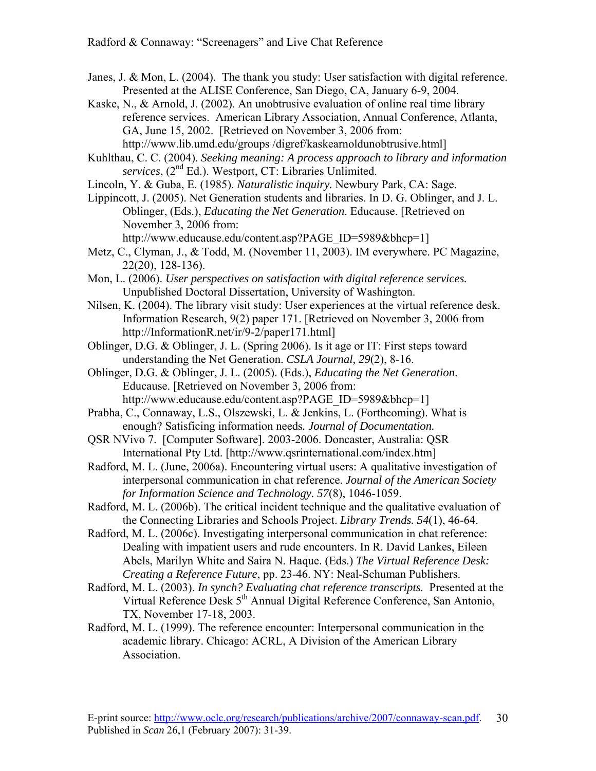Janes, J. & Mon, L. (2004). The thank you study: User satisfaction with digital reference. Presented at the ALISE Conference, San Diego, CA, January 6-9, 2004.

Kaske, N., & Arnold, J. (2002). An unobtrusive evaluation of online real time library reference services. American Library Association, Annual Conference, Atlanta, GA, June 15, 2002. [Retrieved on November 3, 2006 from: http://www.lib.umd.edu/groups /digref/kaskearnoldunobtrusive.html]

Kuhlthau, C. C. (2004). *Seeking meaning: A process approach to library and information services*, (2nd Ed.). Westport, CT: Libraries Unlimited.

Lincoln, Y. & Guba, E. (1985). *Naturalistic inquiry.* Newbury Park, CA: Sage.

Lippincott, J. (2005). Net Generation students and libraries. In D. G. Oblinger, and J. L. Oblinger, (Eds.), *Educating the Net Generation*. Educause. [Retrieved on November 3, 2006 from: http://www.educause.edu/content.asp?PAGE_ID=5989&bhcp=1]

Metz, C., Clyman, J., & Todd, M. (November 11, 2003). IM everywhere. PC Magazine, 22(20), 128-136).

Mon, L. (2006). *User perspectives on satisfaction with digital reference services.* Unpublished Doctoral Dissertation, University of Washington.

Nilsen, K. (2004). The library visit study: User experiences at the virtual reference desk. Information Research, 9(2) paper 171. [Retrieved on November 3, 2006 from http://InformationR.net/ir/9-2/paper171.html]

Oblinger, D.G. & Oblinger, J. L. (Spring 2006). Is it age or IT: First steps toward understanding the Net Generation. *CSLA Journal, 29*(2), 8-16.

Oblinger, D.G. & Oblinger, J. L. (2005). (Eds.), *Educating the Net Generation*. Educause. [Retrieved on November 3, 2006 from: http://www.educause.edu/content.asp?PAGE_ID=5989&bhcp=1]

Prabha, C., Connaway, L.S., Olszewski, L. & Jenkins, L. (Forthcoming). What is enough? Satisficing information needs. *Journal of Documentation.*

QSR NVivo 7. [Computer Software]. 2003-2006. Doncaster, Australia: QSR International Pty Ltd. [http://www.qsrinternational.com/index.htm]

Radford, M. L. (June, 2006a). Encountering virtual users: A qualitative investigation of interpersonal communication in chat reference. *Journal of the American Society for Information Science and Technology. 57*(8), 1046-1059.

Radford, M. L. (2006b). The critical incident technique and the qualitative evaluation of the Connecting Libraries and Schools Project. *Library Trends. 54*(1), 46-64.

Radford, M. L. (2006c). Investigating interpersonal communication in chat reference: Dealing with impatient users and rude encounters. In R. David Lankes, Eileen Abels, Marilyn White and Saira N. Haque. (Eds.) *The Virtual Reference Desk: Creating a Reference Future*, pp. 23-46. NY: Neal-Schuman Publishers.

Radford, M. L. (2003). *In synch? Evaluating chat reference transcripts.* Presented at the Virtual Reference Desk 5th Annual Digital Reference Conference, San Antonio, TX, November 17-18, 2003.

Radford, M. L. (1999). The reference encounter: Interpersonal communication in the academic library. Chicago: ACRL, A Division of the American Library Association.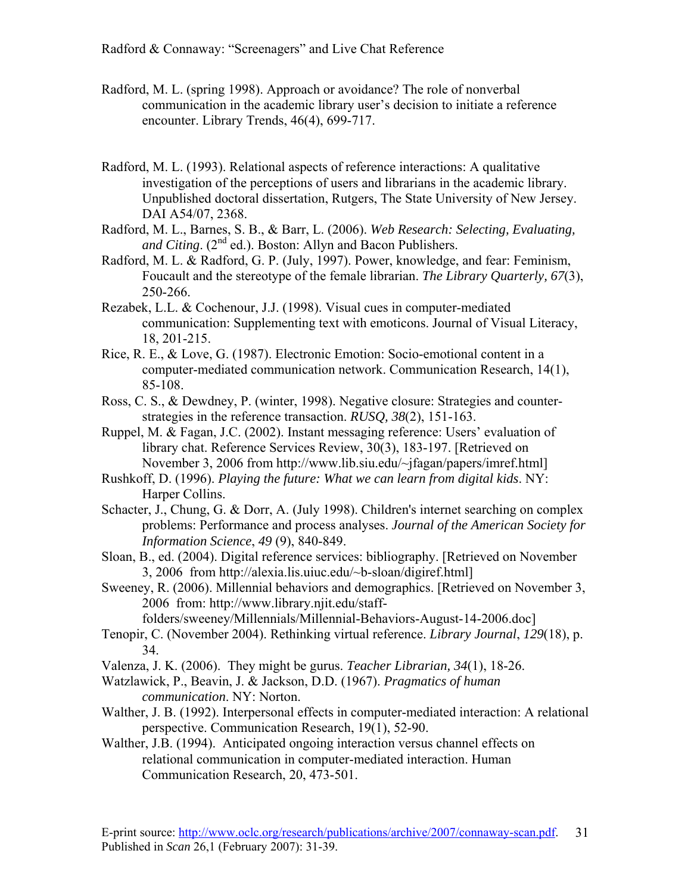Radford, M. L. (spring 1998). Approach or avoidance? The role of nonverbal communication in the academic library user's decision to initiate a reference encounter. Library Trends, 46(4), 699-717.

Radford, M. L. (1993). Relational aspects of reference interactions: A qualitative investigation of the perceptions of users and librarians in the academic library. Unpublished doctoral dissertation, Rutgers, The State University of New Jersey. DAI A54/07, 2368.

Radford, M. L., Barnes, S. B., & Barr, L. (2006). *Web Research: Selecting, Evaluating, and Citing*. (2nd ed.). Boston: Allyn and Bacon Publishers.

Radford, M. L. & Radford, G. P. (July, 1997). Power, knowledge, and fear: Feminism, Foucault and the stereotype of the female librarian. *The Library Quarterly, 67*(3), 250-266.

Rezabek, L.L. & Cochenour, J.J. (1998). Visual cues in computer-mediated communication: Supplementing text with emoticons. Journal of Visual Literacy, 18, 201-215.

Rice, R. E., & Love, G. (1987). Electronic Emotion: Socio-emotional content in a computer-mediated communication network. Communication Research, 14(1), 85-108.

Ross, C. S., & Dewdney, P. (winter, 1998). Negative closure: Strategies and counter-strategies in the reference transaction. *RUSQ, 38*(2), 151-163.

Ruppel, M. & Fagan, J.C. (2002). Instant messaging reference: Users' evaluation of library chat. Reference Services Review, 30(3), 183-197. [Retrieved on November 3, 2006 from http://www.lib.siu.edu/~jfagan/papers/imref.html]

Rushkoff, D. (1996). *Playing the future: What we can learn from digital kids*. NY: Harper Collins.

Schacter, J., Chung, G. & Dorr, A. (July 1998). Children's internet searching on complex problems: Performance and process analyses. *Journal of the American Society for Information Science*, *49* (9), 840-849.

Sloan, B., ed. (2004). Digital reference services: bibliography. [Retrieved on November 3, 2006 from http://alexia.lis.uiuc.edu/~b-sloan/digiref.html]

Sweeney, R. (2006). Millennial behaviors and demographics. [Retrieved on November 3, 2006 from: http://www.library.njit.edu/staff-folders/sweeney/Millennials/Millennial-Behaviors-August-14-2006.doc]

Tenopir, C. (November 2004). Rethinking virtual reference. *Library Journal*, *129*(18), p. 34.

Valenza, J. K. (2006). They might be gurus. *Teacher Librarian, 34*(1), 18-26.

Watzlawick, P., Beavin, J. & Jackson, D.D. (1967). *Pragmatics of human communication*. NY: Norton.

Walther, J. B. (1992). Interpersonal effects in computer-mediated interaction: A relational perspective. Communication Research, 19(1), 52-90.

Walther, J.B. (1994). Anticipated ongoing interaction versus channel effects on relational communication in computer-mediated interaction. Human Communication Research, 20, 473-501.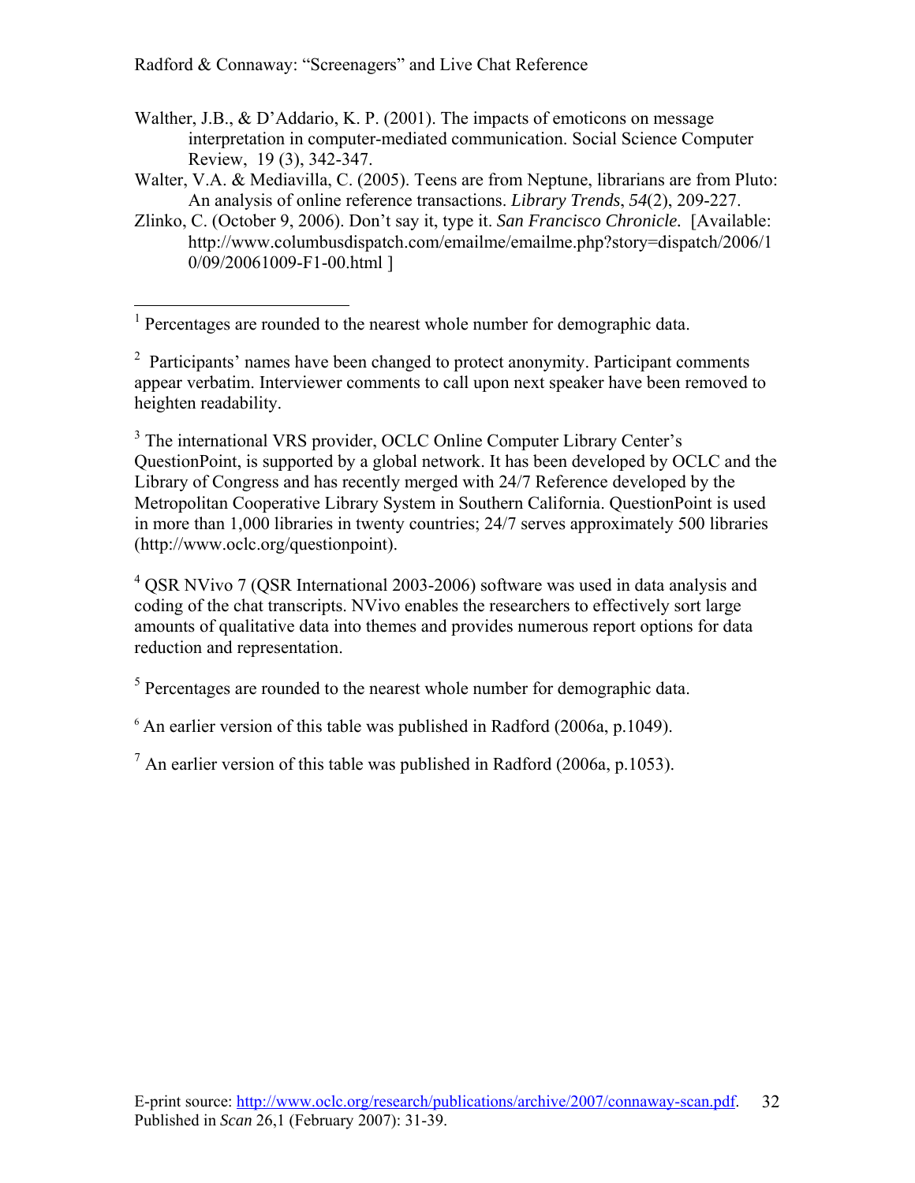Walther, J.B., & D'Addario, K. P. (2001). The impacts of emoticons on message interpretation in computer-mediated communication. Social Science Computer Review, 19 (3), 342-347.

Walter, V.A. & Mediavilla, C. (2005). Teens are from Neptune, librarians are from Pluto: An analysis of online reference transactions. *Library Trends*, *54*(2), 209-227.

Zlinko, C. (October 9, 2006). Don't say it, type it. *San Francisco Chronicle.* [Available: http://www.columbusdispatch.com/emailme/emailme.php?story=dispatch/2006/10/09/20061009-F1-00.html ]

---

[1] Percentages are rounded to the nearest whole number for demographic data.

[2] Participants' names have been changed to protect anonymity. Participant comments appear verbatim. Interviewer comments to call upon next speaker have been removed to heighten readability.

[3] The international VRS provider, OCLC Online Computer Library Center's QuestionPoint, is supported by a global network. It has been developed by OCLC and the Library of Congress and has recently merged with 24/7 Reference developed by the Metropolitan Cooperative Library System in Southern California. QuestionPoint is used in more than 1,000 libraries in twenty countries; 24/7 serves approximately 500 libraries (http://www.oclc.org/questionpoint).

[4] QSR NVivo 7 (QSR International 2003-2006) software was used in data analysis and coding of the chat transcripts. NVivo enables the researchers to effectively sort large amounts of qualitative data into themes and provides numerous report options for data reduction and representation.

[5] Percentages are rounded to the nearest whole number for demographic data.

[6] An earlier version of this table was published in Radford (2006a, p.1049).

[7] An earlier version of this table was published in Radford (2006a, p.1053).